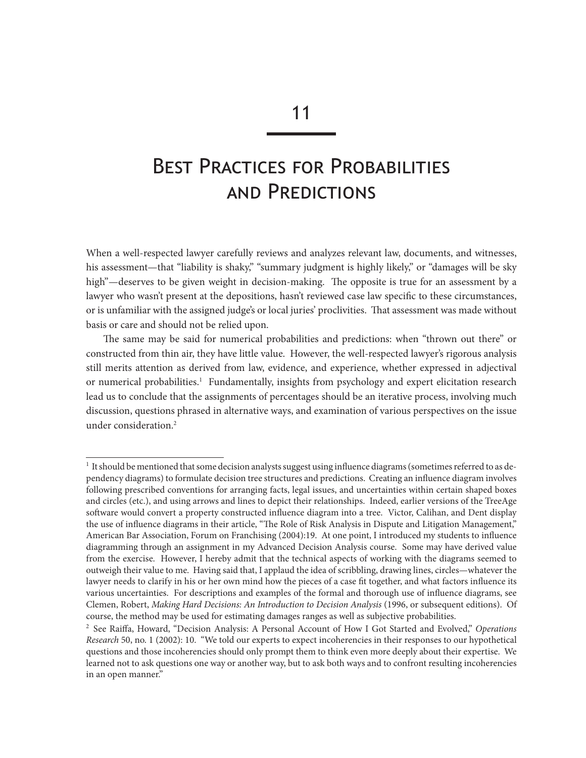# 11

# Best Practices for Probabilities and Predictions

When a well-respected lawyer carefully reviews and analyzes relevant law, documents, and witnesses, his assessment—that "liability is shaky," "summary judgment is highly likely," or "damages will be sky high"—deserves to be given weight in decision-making. The opposite is true for an assessment by a lawyer who wasn't present at the depositions, hasn't reviewed case law specific to these circumstances, or is unfamiliar with the assigned judge's or local juries' proclivities. That assessment was made without basis or care and should not be relied upon.

The same may be said for numerical probabilities and predictions: when "thrown out there" or constructed from thin air, they have little value. However, the well-respected lawyer's rigorous analysis still merits attention as derived from law, evidence, and experience, whether expressed in adjectival or numerical probabilities.[1] Fundamentally, insights from psychology and expert elicitation research lead us to conclude that the assignments of percentages should be an iterative process, involving much discussion, questions phrased in alternative ways, and examination of various perspectives on the issue under consideration.[2]

---

[1] It should be mentioned that some decision analysts suggest using influence diagrams (sometimes referred to as dependency diagrams) to formulate decision tree structures and predictions. Creating an influence diagram involves following prescribed conventions for arranging facts, legal issues, and uncertainties within certain shaped boxes and circles (etc.), and using arrows and lines to depict their relationships. Indeed, earlier versions of the TreeAge software would convert a property constructed influence diagram into a tree. Victor, Calihan, and Dent display the use of influence diagrams in their article, "The Role of Risk Analysis in Dispute and Litigation Management," American Bar Association, Forum on Franchising (2004):19. At one point, I introduced my students to influence diagramming through an assignment in my Advanced Decision Analysis course. Some may have derived value from the exercise. However, I hereby admit that the technical aspects of working with the diagrams seemed to outweigh their value to me. Having said that, I applaud the idea of scribbling, drawing lines, circles—whatever the lawyer needs to clarify in his or her own mind how the pieces of a case fit together, and what factors influence its various uncertainties. For descriptions and examples of the formal and thorough use of influence diagrams, see Clemen, Robert, *Making Hard Decisions: An Introduction to Decision Analysis* (1996, or subsequent editions). Of course, the method may be used for estimating damages ranges as well as subjective probabilities.

[2] See Raiffa, Howard, "Decision Analysis: A Personal Account of How I Got Started and Evolved," *Operations Research* 50, no. 1 (2002): 10. "We told our experts to expect incoherencies in their responses to our hypothetical questions and those incoherencies should only prompt them to think even more deeply about their expertise. We learned not to ask questions one way or another way, but to ask both ways and to confront resulting incoherencies in an open manner."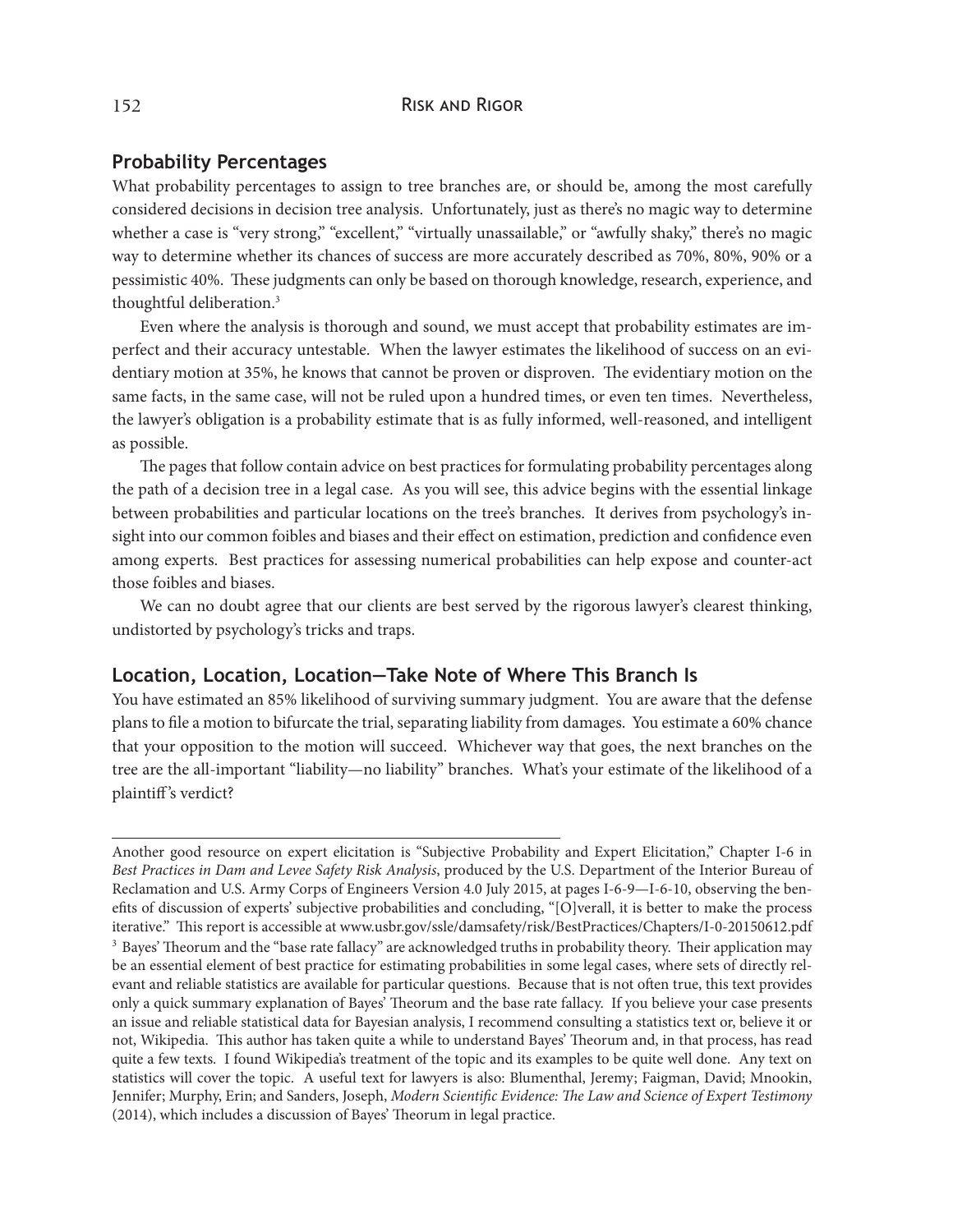## Probability Percentages

What probability percentages to assign to tree branches are, or should be, among the most carefully considered decisions in decision tree analysis. Unfortunately, just as there's no magic way to determine whether a case is "very strong," "excellent," "virtually unassailable," or "awfully shaky," there's no magic way to determine whether its chances of success are more accurately described as 70%, 80%, 90% or a pessimistic 40%. These judgments can only be based on thorough knowledge, research, experience, and thoughtful deliberation.[3]

Even where the analysis is thorough and sound, we must accept that probability estimates are imperfect and their accuracy untestable. When the lawyer estimates the likelihood of success on an evidentiary motion at 35%, he knows that cannot be proven or disproven. The evidentiary motion on the same facts, in the same case, will not be ruled upon a hundred times, or even ten times. Nevertheless, the lawyer's obligation is a probability estimate that is as fully informed, well-reasoned, and intelligent as possible.

The pages that follow contain advice on best practices for formulating probability percentages along the path of a decision tree in a legal case. As you will see, this advice begins with the essential linkage between probabilities and particular locations on the tree's branches. It derives from psychology's insight into our common foibles and biases and their effect on estimation, prediction and confidence even among experts. Best practices for assessing numerical probabilities can help expose and counter-act those foibles and biases.

We can no doubt agree that our clients are best served by the rigorous lawyer's clearest thinking, undistorted by psychology's tricks and traps.

## Location, Location, Location—Take Note of Where This Branch Is

You have estimated an 85% likelihood of surviving summary judgment. You are aware that the defense plans to file a motion to bifurcate the trial, separating liability from damages. You estimate a 60% chance that your opposition to the motion will succeed. Whichever way that goes, the next branches on the tree are the all-important "liability—no liability" branches. What's your estimate of the likelihood of a plaintiff's verdict?

---

Another good resource on expert elicitation is "Subjective Probability and Expert Elicitation," Chapter I-6 in *Best Practices in Dam and Levee Safety Risk Analysis*, produced by the U.S. Department of the Interior Bureau of Reclamation and U.S. Army Corps of Engineers Version 4.0 July 2015, at pages I-6-9—I-6-10, observing the benefits of discussion of experts' subjective probabilities and concluding, "[O]verall, it is better to make the process iterative." This report is accessible at www.usbr.gov/ssle/damsafety/risk/BestPractices/Chapters/I-0-20150612.pdf

[3] Bayes' Theorum and the "base rate fallacy" are acknowledged truths in probability theory. Their application may be an essential element of best practice for estimating probabilities in some legal cases, where sets of directly relevant and reliable statistics are available for particular questions. Because that is not often true, this text provides only a quick summary explanation of Bayes' Theorum and the base rate fallacy. If you believe your case presents an issue and reliable statistical data for Bayesian analysis, I recommend consulting a statistics text or, believe it or not, Wikipedia. This author has taken quite a while to understand Bayes' Theorum and, in that process, has read quite a few texts. I found Wikipedia's treatment of the topic and its examples to be quite well done. Any text on statistics will cover the topic. A useful text for lawyers is also: Blumenthal, Jeremy; Faigman, David; Mnookin, Jennifer; Murphy, Erin; and Sanders, Joseph, *Modern Scientific Evidence: The Law and Science of Expert Testimony* (2014), which includes a discussion of Bayes' Theorum in legal practice.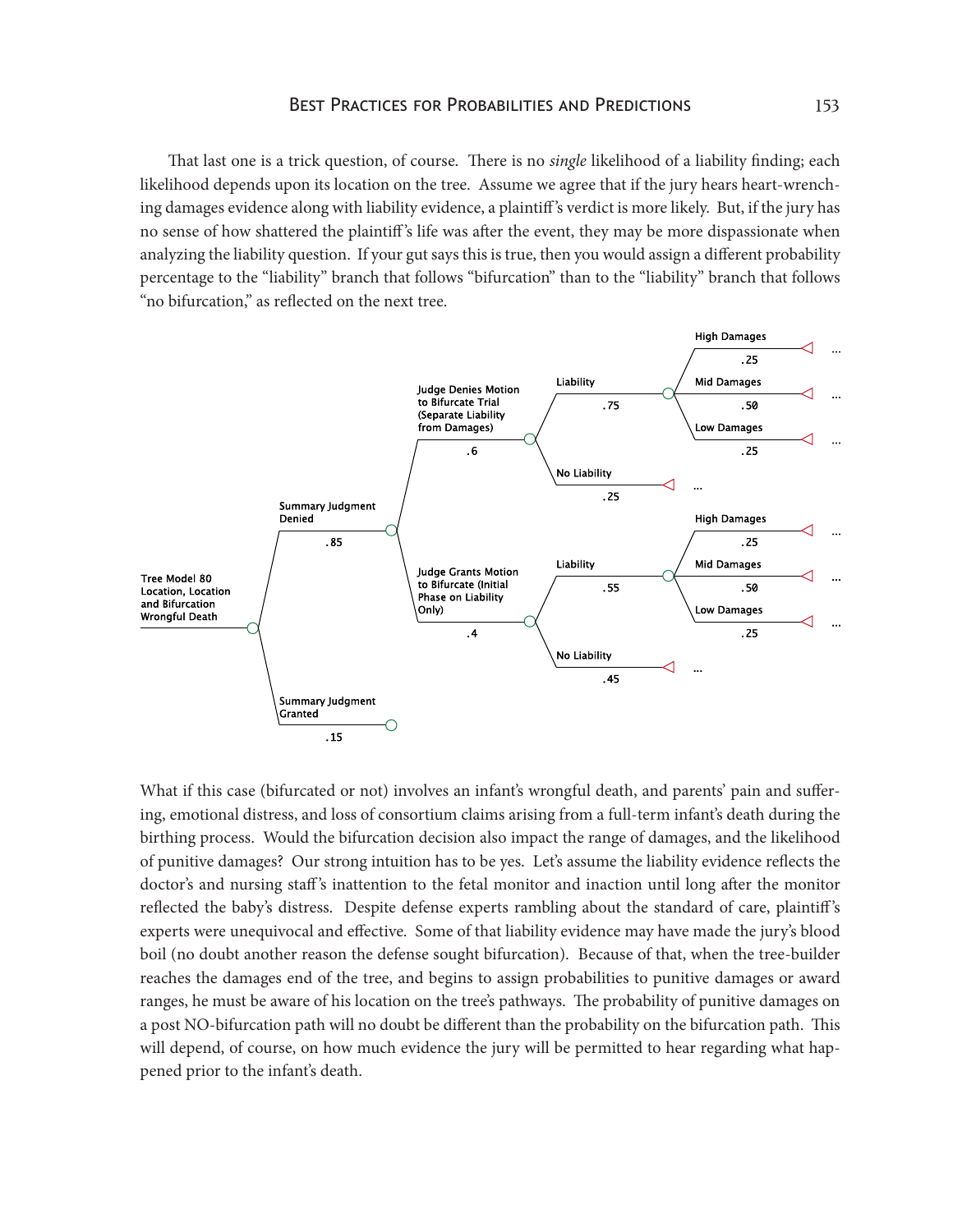That last one is a trick question, of course. There is no *single* likelihood of a liability finding; each likelihood depends upon its location on the tree. Assume we agree that if the jury hears heart-wrenching damages evidence along with liability evidence, a plaintiff's verdict is more likely. But, if the jury has no sense of how shattered the plaintiff's life was after the event, they may be more dispassionate when analyzing the liability question. If your gut says this is true, then you would assign a different probability percentage to the "liability" branch that follows "bifurcation" than to the "liability" branch that follows "no bifurcation," as reflected on the next tree.

Tree Model 80
Location, Location and Bifurcation
Wrongful Death

- Summary Judgment Denied (.85)
  - Judge Denies Motion to Bifurcate Trial (Separate Liability from Damages) (.6)
    - Liability (.75)
      - High Damages (.25) ...
      - Mid Damages (.50) ...
      - Low Damages (.25) ...
    - No Liability (.25) ...
  - Judge Grants Motion to Bifurcate (Initial Phase on Liability Only) (.4)
    - Liability (.55)
      - High Damages (.25) ...
      - Mid Damages (.50) ...
      - Low Damages (.25) ...
    - No Liability (.45) ...
- Summary Judgment Granted (.15)

What if this case (bifurcated or not) involves an infant's wrongful death, and parents' pain and suffering, emotional distress, and loss of consortium claims arising from a full-term infant's death during the birthing process. Would the bifurcation decision also impact the range of damages, and the likelihood of punitive damages? Our strong intuition has to be yes. Let's assume the liability evidence reflects the doctor's and nursing staff's inattention to the fetal monitor and inaction until long after the monitor reflected the baby's distress. Despite defense experts rambling about the standard of care, plaintiff's experts were unequivocal and effective. Some of that liability evidence may have made the jury's blood boil (no doubt another reason the defense sought bifurcation). Because of that, when the tree-builder reaches the damages end of the tree, and begins to assign probabilities to punitive damages or award ranges, he must be aware of his location on the tree's pathways. The probability of punitive damages on a post NO-bifurcation path will no doubt be different than the probability on the bifurcation path. This will depend, of course, on how much evidence the jury will be permitted to hear regarding what happened prior to the infant's death.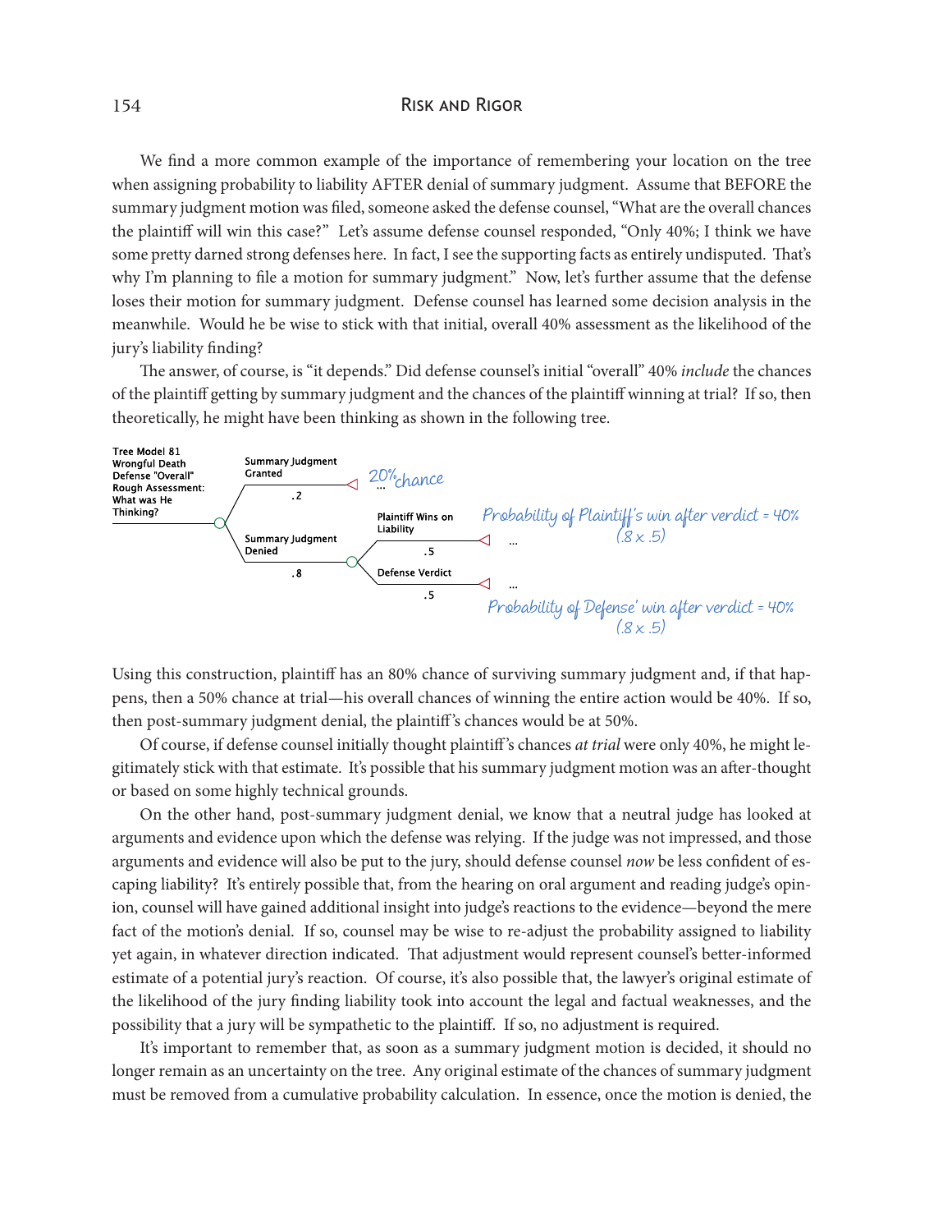We find a more common example of the importance of remembering your location on the tree when assigning probability to liability AFTER denial of summary judgment. Assume that BEFORE the summary judgment motion was filed, someone asked the defense counsel, "What are the overall chances the plaintiff will win this case?" Let's assume defense counsel responded, "Only 40%; I think we have some pretty darned strong defenses here. In fact, I see the supporting facts as entirely undisputed. That's why I'm planning to file a motion for summary judgment." Now, let's further assume that the defense loses their motion for summary judgment. Defense counsel has learned some decision analysis in the meanwhile. Would he be wise to stick with that initial, overall 40% assessment as the likelihood of the jury's liability finding?

The answer, of course, is "it depends." Did defense counsel's initial "overall" 40% *include* the chances of the plaintiff getting by summary judgment and the chances of the plaintiff winning at trial? If so, then theoretically, he might have been thinking as shown in the following tree.

Tree Model 81
Wrongful Death
Defense "Overall"
Rough Assessment:
What was He
Thinking?

- Summary Judgment Granted — .2 — ... — 20% chance
- Summary Judgment Denied — .8
  - Plaintiff Wins on Liability — .5 — ... — Probability of Plaintiff's win after verdict = 40% (.8 x .5)
  - Defense Verdict — .5 — ... — Probability of Defense' win after verdict = 40% (.8 x .5)

Using this construction, plaintiff has an 80% chance of surviving summary judgment and, if that happens, then a 50% chance at trial—his overall chances of winning the entire action would be 40%. If so, then post-summary judgment denial, the plaintiff's chances would be at 50%.

Of course, if defense counsel initially thought plaintiff's chances *at trial* were only 40%, he might legitimately stick with that estimate. It's possible that his summary judgment motion was an after-thought or based on some highly technical grounds.

On the other hand, post-summary judgment denial, we know that a neutral judge has looked at arguments and evidence upon which the defense was relying. If the judge was not impressed, and those arguments and evidence will also be put to the jury, should defense counsel *now* be less confident of escaping liability? It's entirely possible that, from the hearing on oral argument and reading judge's opinion, counsel will have gained additional insight into judge's reactions to the evidence—beyond the mere fact of the motion's denial. If so, counsel may be wise to re-adjust the probability assigned to liability yet again, in whatever direction indicated. That adjustment would represent counsel's better-informed estimate of a potential jury's reaction. Of course, it's also possible that, the lawyer's original estimate of the likelihood of the jury finding liability took into account the legal and factual weaknesses, and the possibility that a jury will be sympathetic to the plaintiff. If so, no adjustment is required.

It's important to remember that, as soon as a summary judgment motion is decided, it should no longer remain as an uncertainty on the tree. Any original estimate of the chances of summary judgment must be removed from a cumulative probability calculation. In essence, once the motion is denied, the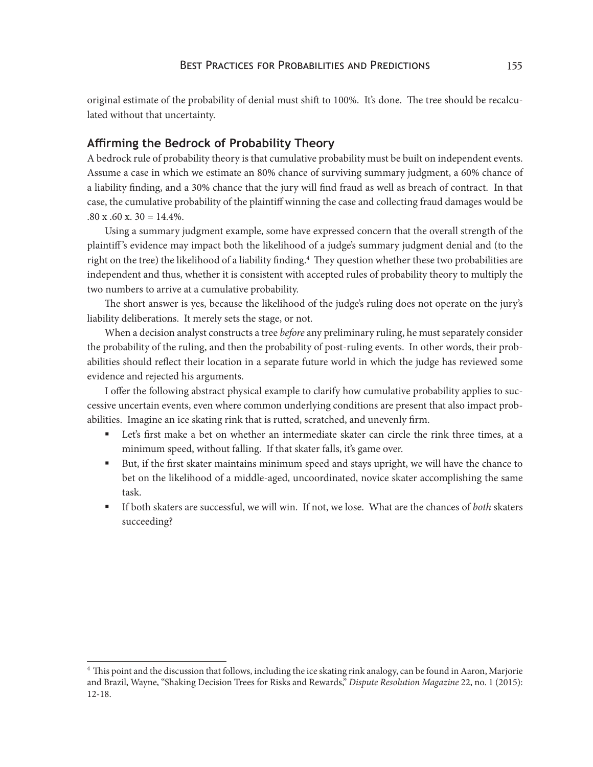original estimate of the probability of denial must shift to 100%. It's done. The tree should be recalculated without that uncertainty.

## Affirming the Bedrock of Probability Theory

A bedrock rule of probability theory is that cumulative probability must be built on independent events. Assume a case in which we estimate an 80% chance of surviving summary judgment, a 60% chance of a liability finding, and a 30% chance that the jury will find fraud as well as breach of contract. In that case, the cumulative probability of the plaintiff winning the case and collecting fraud damages would be .80 x .60 x. 30 = 14.4%.

Using a summary judgment example, some have expressed concern that the overall strength of the plaintiff's evidence may impact both the likelihood of a judge's summary judgment denial and (to the right on the tree) the likelihood of a liability finding.[4] They question whether these two probabilities are independent and thus, whether it is consistent with accepted rules of probability theory to multiply the two numbers to arrive at a cumulative probability.

The short answer is yes, because the likelihood of the judge's ruling does not operate on the jury's liability deliberations. It merely sets the stage, or not.

When a decision analyst constructs a tree *before* any preliminary ruling, he must separately consider the probability of the ruling, and then the probability of post-ruling events. In other words, their probabilities should reflect their location in a separate future world in which the judge has reviewed some evidence and rejected his arguments.

I offer the following abstract physical example to clarify how cumulative probability applies to successive uncertain events, even where common underlying conditions are present that also impact probabilities. Imagine an ice skating rink that is rutted, scratched, and unevenly firm.

- Let's first make a bet on whether an intermediate skater can circle the rink three times, at a minimum speed, without falling. If that skater falls, it's game over.
- But, if the first skater maintains minimum speed and stays upright, we will have the chance to bet on the likelihood of a middle-aged, uncoordinated, novice skater accomplishing the same task.
- If both skaters are successful, we will win. If not, we lose. What are the chances of *both* skaters succeeding?

---

[4] This point and the discussion that follows, including the ice skating rink analogy, can be found in Aaron, Marjorie and Brazil, Wayne, "Shaking Decision Trees for Risks and Rewards," *Dispute Resolution Magazine* 22, no. 1 (2015): 12-18.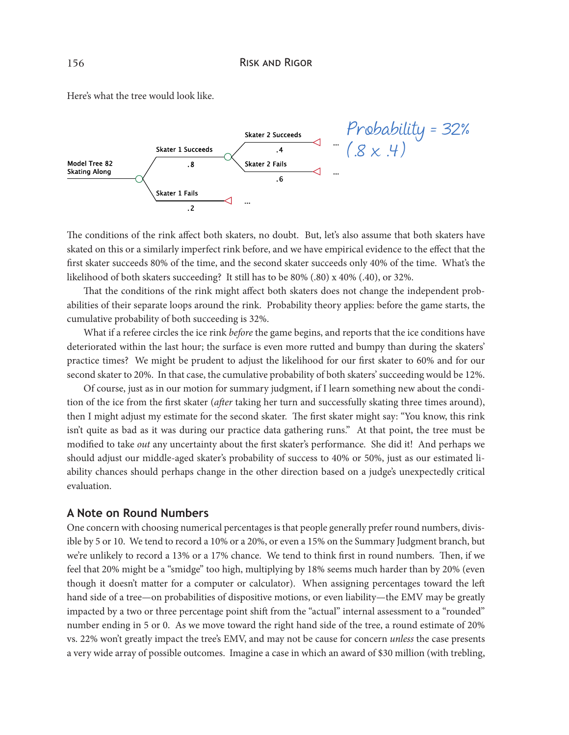Here's what the tree would look like.

Model Tree 82
Skating Along

Skater 1 Succeeds — .8
- Skater 2 Succeeds — .4 ...
- Skater 2 Fails — .6 ...

Skater 1 Fails — .2 ...

Probability = 32%
(.8 x .4)

The conditions of the rink affect both skaters, no doubt. But, let's also assume that both skaters have skated on this or a similarly imperfect rink before, and we have empirical evidence to the effect that the first skater succeeds 80% of the time, and the second skater succeeds only 40% of the time. What's the likelihood of both skaters succeeding? It still has to be 80% (.80) x 40% (.40), or 32%.

That the conditions of the rink might affect both skaters does not change the independent probabilities of their separate loops around the rink. Probability theory applies: before the game starts, the cumulative probability of both succeeding is 32%.

What if a referee circles the ice rink *before* the game begins, and reports that the ice conditions have deteriorated within the last hour; the surface is even more rutted and bumpy than during the skaters' practice times? We might be prudent to adjust the likelihood for our first skater to 60% and for our second skater to 20%. In that case, the cumulative probability of both skaters' succeeding would be 12%.

Of course, just as in our motion for summary judgment, if I learn something new about the condition of the ice from the first skater (*after* taking her turn and successfully skating three times around), then I might adjust my estimate for the second skater. The first skater might say: "You know, this rink isn't quite as bad as it was during our practice data gathering runs." At that point, the tree must be modified to take *out* any uncertainty about the first skater's performance. She did it! And perhaps we should adjust our middle-aged skater's probability of success to 40% or 50%, just as our estimated liability chances should perhaps change in the other direction based on a judge's unexpectedly critical evaluation.

## A Note on Round Numbers

One concern with choosing numerical percentages is that people generally prefer round numbers, divisible by 5 or 10. We tend to record a 10% or a 20%, or even a 15% on the Summary Judgment branch, but we're unlikely to record a 13% or a 17% chance. We tend to think first in round numbers. Then, if we feel that 20% might be a "smidge" too high, multiplying by 18% seems much harder than by 20% (even though it doesn't matter for a computer or calculator). When assigning percentages toward the left hand side of a tree—on probabilities of dispositive motions, or even liability—the EMV may be greatly impacted by a two or three percentage point shift from the "actual" internal assessment to a "rounded" number ending in 5 or 0. As we move toward the right hand side of the tree, a round estimate of 20% vs. 22% won't greatly impact the tree's EMV, and may not be cause for concern *unless* the case presents a very wide array of possible outcomes. Imagine a case in which an award of $30 million (with trebling,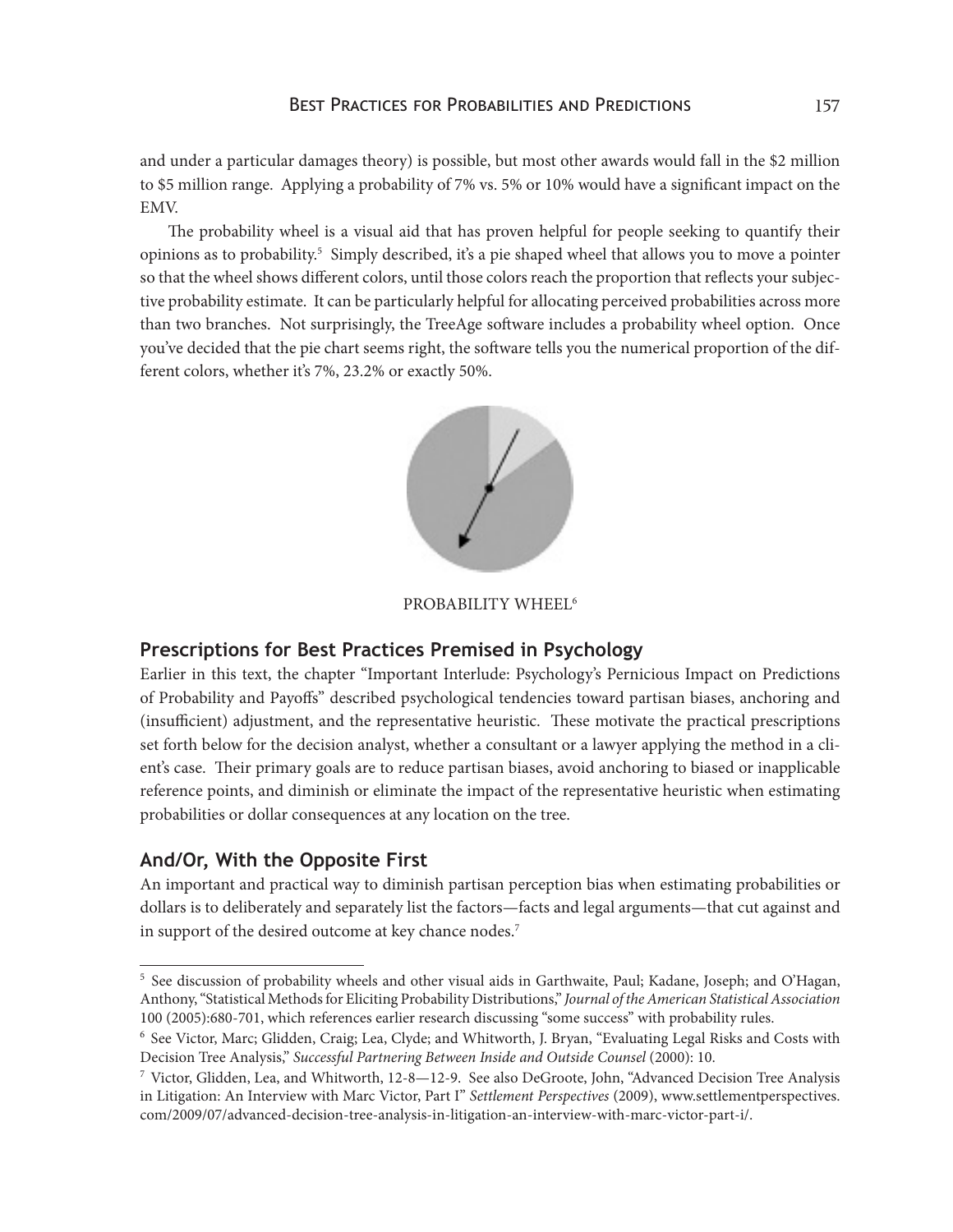and under a particular damages theory) is possible, but most other awards would fall in the $2 million to $5 million range. Applying a probability of 7% vs. 5% or 10% would have a significant impact on the EMV.

The probability wheel is a visual aid that has proven helpful for people seeking to quantify their opinions as to probability.[5] Simply described, it's a pie shaped wheel that allows you to move a pointer so that the wheel shows different colors, until those colors reach the proportion that reflects your subjective probability estimate. It can be particularly helpful for allocating perceived probabilities across more than two branches. Not surprisingly, the TreeAge software includes a probability wheel option. Once you've decided that the pie chart seems right, the software tells you the numerical proportion of the different colors, whether it's 7%, 23.2% or exactly 50%.

PROBABILITY WHEEL[6]

## Prescriptions for Best Practices Premised in Psychology

Earlier in this text, the chapter "Important Interlude: Psychology's Pernicious Impact on Predictions of Probability and Payoffs" described psychological tendencies toward partisan biases, anchoring and (insufficient) adjustment, and the representative heuristic. These motivate the practical prescriptions set forth below for the decision analyst, whether a consultant or a lawyer applying the method in a client's case. Their primary goals are to reduce partisan biases, avoid anchoring to biased or inapplicable reference points, and diminish or eliminate the impact of the representative heuristic when estimating probabilities or dollar consequences at any location on the tree.

## And/Or, With the Opposite First

An important and practical way to diminish partisan perception bias when estimating probabilities or dollars is to deliberately and separately list the factors—facts and legal arguments—that cut against and in support of the desired outcome at key chance nodes.[7]

---

[5] See discussion of probability wheels and other visual aids in Garthwaite, Paul; Kadane, Joseph; and O'Hagan, Anthony, "Statistical Methods for Eliciting Probability Distributions," *Journal of the American Statistical Association* 100 (2005):680-701, which references earlier research discussing "some success" with probability rules.

[6] See Victor, Marc; Glidden, Craig; Lea, Clyde; and Whitworth, J. Bryan, "Evaluating Legal Risks and Costs with Decision Tree Analysis," *Successful Partnering Between Inside and Outside Counsel* (2000): 10.

[7] Victor, Glidden, Lea, and Whitworth, 12-8—12-9. See also DeGroote, John, "Advanced Decision Tree Analysis in Litigation: An Interview with Marc Victor, Part I" *Settlement Perspectives* (2009), www.settlementperspectives.com/2009/07/advanced-decision-tree-analysis-in-litigation-an-interview-with-marc-victor-part-i/.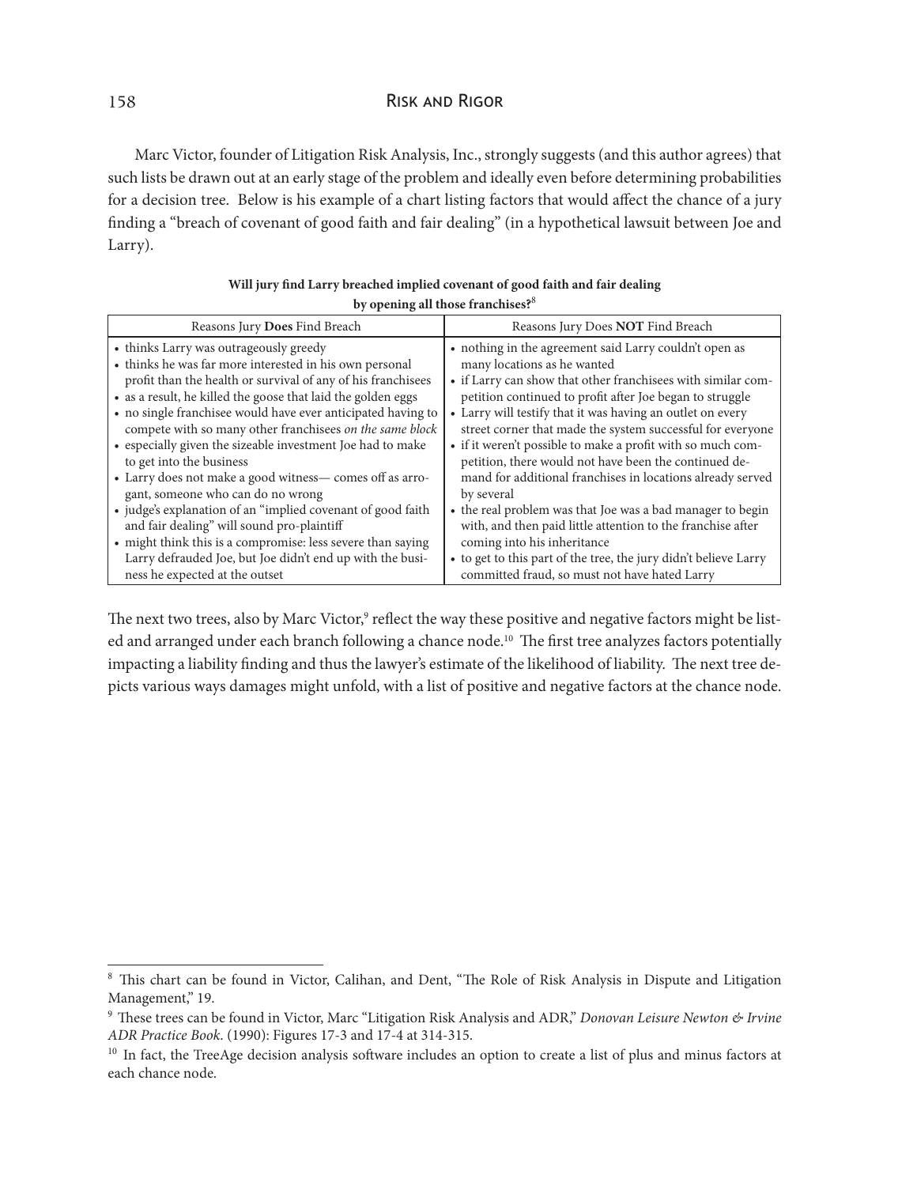Marc Victor, founder of Litigation Risk Analysis, Inc., strongly suggests (and this author agrees) that such lists be drawn out at an early stage of the problem and ideally even before determining probabilities for a decision tree. Below is his example of a chart listing factors that would affect the chance of a jury finding a "breach of covenant of good faith and fair dealing" (in a hypothetical lawsuit between Joe and Larry).

**Will jury find Larry breached implied covenant of good faith and fair dealing by opening all those franchises?**[8]

| Reasons Jury **Does** Find Breach | Reasons Jury Does **NOT** Find Breach |
|---|---|
| • thinks Larry was outrageously greedy<br>• thinks he was far more interested in his own personal profit than the health or survival of any of his franchisees<br>• as a result, he killed the goose that laid the golden eggs<br>• no single franchisee would have ever anticipated having to compete with so many other franchisees *on the same block*<br>• especially given the sizeable investment Joe had to make to get into the business<br>• Larry does not make a good witness— comes off as arrogant, someone who can do no wrong<br>• judge's explanation of an "implied covenant of good faith and fair dealing" will sound pro-plaintiff<br>• might think this is a compromise: less severe than saying Larry defrauded Joe, but Joe didn't end up with the business he expected at the outset | • nothing in the agreement said Larry couldn't open as many locations as he wanted<br>• if Larry can show that other franchisees with similar competition continued to profit after Joe began to struggle<br>• Larry will testify that it was having an outlet on every street corner that made the system successful for everyone<br>• if it weren't possible to make a profit with so much competition, there would not have been the continued demand for additional franchises in locations already served by several<br>• the real problem was that Joe was a bad manager to begin with, and then paid little attention to the franchise after coming into his inheritance<br>• to get to this part of the tree, the jury didn't believe Larry committed fraud, so must not have hated Larry |

The next two trees, also by Marc Victor,[9] reflect the way these positive and negative factors might be listed and arranged under each branch following a chance node.[10] The first tree analyzes factors potentially impacting a liability finding and thus the lawyer's estimate of the likelihood of liability. The next tree depicts various ways damages might unfold, with a list of positive and negative factors at the chance node.

---

[8] This chart can be found in Victor, Calihan, and Dent, "The Role of Risk Analysis in Dispute and Litigation Management," 19.

[9] These trees can be found in Victor, Marc "Litigation Risk Analysis and ADR," *Donovan Leisure Newton & Irvine ADR Practice Book*. (1990): Figures 17-3 and 17-4 at 314-315.

[10] In fact, the TreeAge decision analysis software includes an option to create a list of plus and minus factors at each chance node.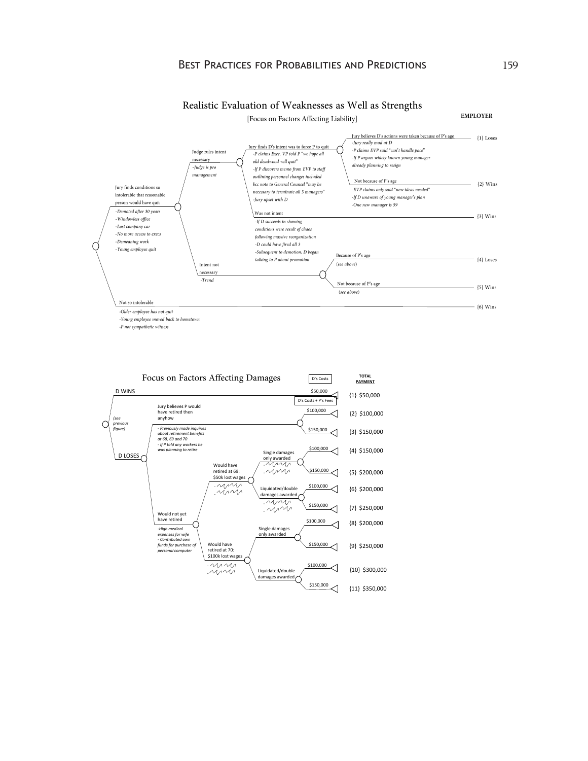## Realistic Evaluation of Weaknesses as Well as Strengths

[Focus on Factors Affecting Liability]

**EMPLOYER**

- Jury finds conditions so intolerable that reasonable person would have quit
  - *-Demoted after 30 years*
  - *-Windowless office*
  - *-Lost company car*
  - *-No more access to execs*
  - *-Demeaning work*
  - *-Young employee quit*
  - Judge rules intent necessary
    - *-Judge is pro management*
    - Jury finds D's intent was to force P to quit
      - *-P claims Exec. VP told P "we hope all old deadwood will quit"*
      - *-If P discovers memo from EVP to staff outlining personnel changes included bcc note to General Counsel "may be necessary to terminate all 3 managers"*
      - *-Jury upset with D*
      - Jury believes D's actions were taken because of P's age — {1} Loses
        - *-Jury really mad at D*
        - *-P claims EVP said "can't handle pace"*
        - *-If P argues widely known young manager already planning to resign*
      - Not because of P's age — {2} Wins
        - *-EVP claims only said "new ideas needed"*
        - *-If D unaware of young manager's plan*
        - *-One new manager is 59*
    - Was not intent — {3} Wins
      - *-If D succeeds in showing conditions were result of chaos following massive reorganization*
      - *-D could have fired all 3*
      - *-Subsequent to demotion, D began talking to P about promotion*
  - Intent not necessary
    - *-Trend*
    - Because of P's age (*see above*) — {4} Loses
    - Not because of P's age (*see above*) — {5} Wins
- Not so intolerable — {6} Wins
  - *-Older employee has not quit*
  - *-Young employee moved back to hometown*
  - *-P not sympathetic witness*

## Focus on Factors Affecting Damages

D's Costs | D's Costs + P's Fees | **TOTAL PAYMENT**

- D WINS — $50,000 — {1} $50,000
- D LOSES (*see previous figure*)
  - Jury believes P would have retired then anyhow
    - *- Previously made inquiries about retirement benefits at 68, 69 and 70*
    - *- If P told any workers he was planning to retire*
    - $100,000 — {2} $100,000
    - $150,000 — {3} $150,000
  - Would not yet have retired
    - *-High medical expenses for wife*
    - *- Contributed own funds for purchase of personal computer*
    - Would have retired at 69: $50k lost wages
      - Single damages only awarded
        - $100,000 — {4} $150,000
        - $150,000 — {5} $200,000
      - Liquidated/double damages awarded
        - $100,000 — {6} $200,000
        - $150,000 — {7} $250,000
    - Would have retired at 70: $100k lost wages
      - Single damages only awarded
        - $100,000 — {8} $200,000
        - $150,000 — {9} $250,000
      - Liquidated/double damages awarded
        - $100,000 — {10} $300,000
        - $150,000 — {11} $350,000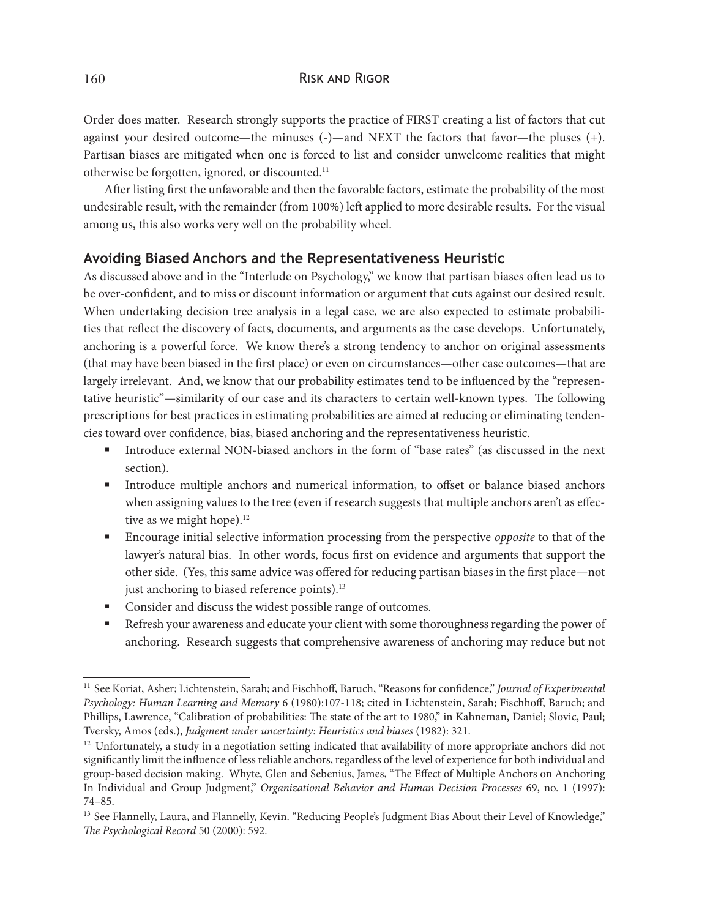Order does matter. Research strongly supports the practice of FIRST creating a list of factors that cut against your desired outcome—the minuses (-)—and NEXT the factors that favor—the pluses (+). Partisan biases are mitigated when one is forced to list and consider unwelcome realities that might otherwise be forgotten, ignored, or discounted.[11]

After listing first the unfavorable and then the favorable factors, estimate the probability of the most undesirable result, with the remainder (from 100%) left applied to more desirable results. For the visual among us, this also works very well on the probability wheel.

## Avoiding Biased Anchors and the Representativeness Heuristic

As discussed above and in the "Interlude on Psychology," we know that partisan biases often lead us to be over-confident, and to miss or discount information or argument that cuts against our desired result. When undertaking decision tree analysis in a legal case, we are also expected to estimate probabilities that reflect the discovery of facts, documents, and arguments as the case develops. Unfortunately, anchoring is a powerful force. We know there's a strong tendency to anchor on original assessments (that may have been biased in the first place) or even on circumstances—other case outcomes—that are largely irrelevant. And, we know that our probability estimates tend to be influenced by the "representative heuristic"—similarity of our case and its characters to certain well-known types. The following prescriptions for best practices in estimating probabilities are aimed at reducing or eliminating tendencies toward over confidence, bias, biased anchoring and the representativeness heuristic.

- Introduce external NON-biased anchors in the form of "base rates" (as discussed in the next section).
- Introduce multiple anchors and numerical information, to offset or balance biased anchors when assigning values to the tree (even if research suggests that multiple anchors aren't as effective as we might hope).[12]
- Encourage initial selective information processing from the perspective *opposite* to that of the lawyer's natural bias. In other words, focus first on evidence and arguments that support the other side. (Yes, this same advice was offered for reducing partisan biases in the first place—not just anchoring to biased reference points).[13]
- Consider and discuss the widest possible range of outcomes.
- Refresh your awareness and educate your client with some thoroughness regarding the power of anchoring. Research suggests that comprehensive awareness of anchoring may reduce but not

---

[11] See Koriat, Asher; Lichtenstein, Sarah; and Fischhoff, Baruch, "Reasons for confidence," *Journal of Experimental Psychology: Human Learning and Memory* 6 (1980):107-118; cited in Lichtenstein, Sarah; Fischhoff, Baruch; and Phillips, Lawrence, "Calibration of probabilities: The state of the art to 1980," in Kahneman, Daniel; Slovic, Paul; Tversky, Amos (eds.), *Judgment under uncertainty: Heuristics and biases* (1982): 321.

[12] Unfortunately, a study in a negotiation setting indicated that availability of more appropriate anchors did not significantly limit the influence of less reliable anchors, regardless of the level of experience for both individual and group-based decision making. Whyte, Glen and Sebenius, James, "The Effect of Multiple Anchors on Anchoring In Individual and Group Judgment," *Organizational Behavior and Human Decision Processes* 69, no. 1 (1997): 74–85.

[13] See Flannelly, Laura, and Flannelly, Kevin. "Reducing People's Judgment Bias About their Level of Knowledge," *The Psychological Record* 50 (2000): 592.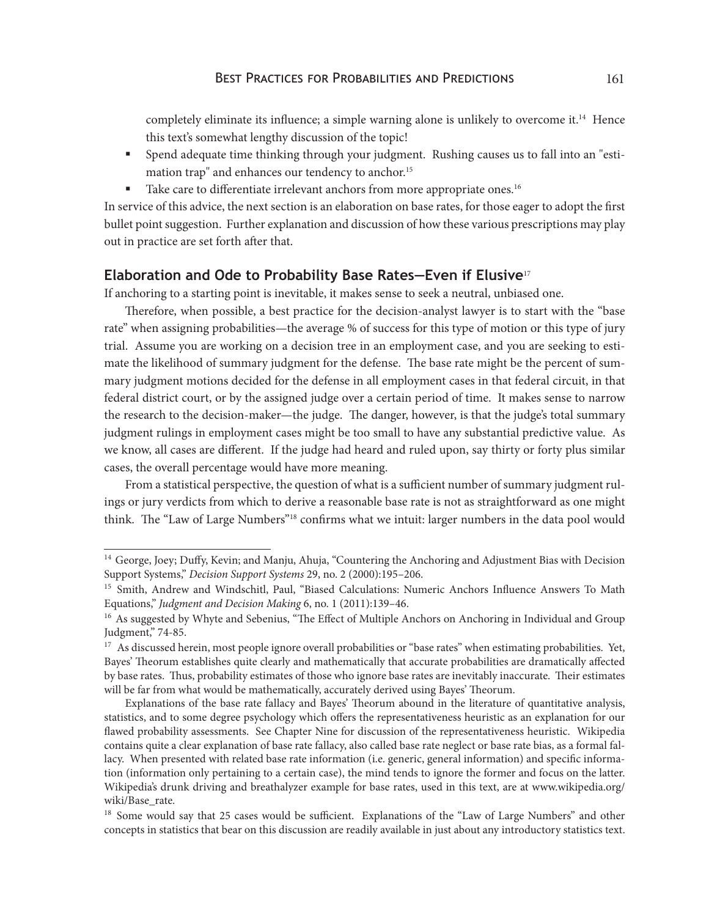completely eliminate its influence; a simple warning alone is unlikely to overcome it.[14] Hence this text's somewhat lengthy discussion of the topic!

- Spend adequate time thinking through your judgment. Rushing causes us to fall into an "estimation trap" and enhances our tendency to anchor.[15]
- Take care to differentiate irrelevant anchors from more appropriate ones.[16]

In service of this advice, the next section is an elaboration on base rates, for those eager to adopt the first bullet point suggestion. Further explanation and discussion of how these various prescriptions may play out in practice are set forth after that.

## Elaboration and Ode to Probability Base Rates—Even if Elusive[17]

If anchoring to a starting point is inevitable, it makes sense to seek a neutral, unbiased one.

Therefore, when possible, a best practice for the decision-analyst lawyer is to start with the "base rate" when assigning probabilities—the average % of success for this type of motion or this type of jury trial. Assume you are working on a decision tree in an employment case, and you are seeking to estimate the likelihood of summary judgment for the defense. The base rate might be the percent of summary judgment motions decided for the defense in all employment cases in that federal circuit, in that federal district court, or by the assigned judge over a certain period of time. It makes sense to narrow the research to the decision-maker—the judge. The danger, however, is that the judge's total summary judgment rulings in employment cases might be too small to have any substantial predictive value. As we know, all cases are different. If the judge had heard and ruled upon, say thirty or forty plus similar cases, the overall percentage would have more meaning.

From a statistical perspective, the question of what is a sufficient number of summary judgment rulings or jury verdicts from which to derive a reasonable base rate is not as straightforward as one might think. The "Law of Large Numbers"[18] confirms what we intuit: larger numbers in the data pool would

---

[14] George, Joey; Duffy, Kevin; and Manju, Ahuja, "Countering the Anchoring and Adjustment Bias with Decision Support Systems," *Decision Support Systems* 29, no. 2 (2000):195–206.

[15] Smith, Andrew and Windschitl, Paul, "Biased Calculations: Numeric Anchors Influence Answers To Math Equations," *Judgment and Decision Making* 6, no. 1 (2011):139–46.

[16] As suggested by Whyte and Sebenius, "The Effect of Multiple Anchors on Anchoring in Individual and Group Judgment," 74-85.

[17] As discussed herein, most people ignore overall probabilities or "base rates" when estimating probabilities. Yet, Bayes' Theorum establishes quite clearly and mathematically that accurate probabilities are dramatically affected by base rates. Thus, probability estimates of those who ignore base rates are inevitably inaccurate. Their estimates will be far from what would be mathematically, accurately derived using Bayes' Theorum.

Explanations of the base rate fallacy and Bayes' Theorum abound in the literature of quantitative analysis, statistics, and to some degree psychology which offers the representativeness heuristic as an explanation for our flawed probability assessments. See Chapter Nine for discussion of the representativeness heuristic. Wikipedia contains quite a clear explanation of base rate fallacy, also called base rate neglect or base rate bias, as a formal fallacy. When presented with related base rate information (i.e. generic, general information) and specific information (information only pertaining to a certain case), the mind tends to ignore the former and focus on the latter. Wikipedia's drunk driving and breathalyzer example for base rates, used in this text, are at www.wikipedia.org/wiki/Base_rate.

[18] Some would say that 25 cases would be sufficient. Explanations of the "Law of Large Numbers" and other concepts in statistics that bear on this discussion are readily available in just about any introductory statistics text.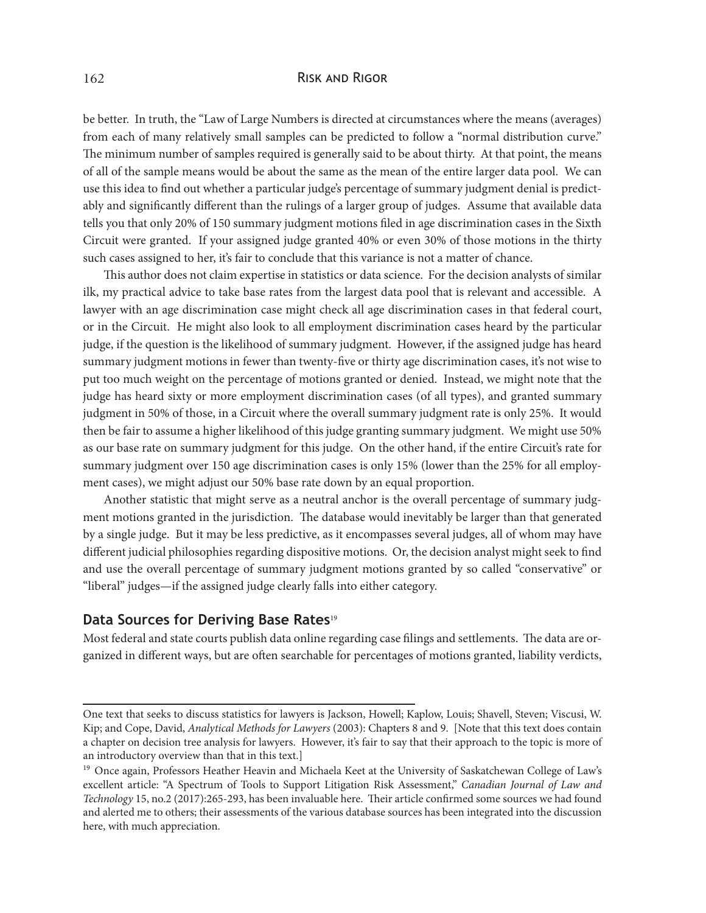be better. In truth, the "Law of Large Numbers is directed at circumstances where the means (averages) from each of many relatively small samples can be predicted to follow a "normal distribution curve." The minimum number of samples required is generally said to be about thirty. At that point, the means of all of the sample means would be about the same as the mean of the entire larger data pool. We can use this idea to find out whether a particular judge's percentage of summary judgment denial is predictably and significantly different than the rulings of a larger group of judges. Assume that available data tells you that only 20% of 150 summary judgment motions filed in age discrimination cases in the Sixth Circuit were granted. If your assigned judge granted 40% or even 30% of those motions in the thirty such cases assigned to her, it's fair to conclude that this variance is not a matter of chance.

This author does not claim expertise in statistics or data science. For the decision analysts of similar ilk, my practical advice to take base rates from the largest data pool that is relevant and accessible. A lawyer with an age discrimination case might check all age discrimination cases in that federal court, or in the Circuit. He might also look to all employment discrimination cases heard by the particular judge, if the question is the likelihood of summary judgment. However, if the assigned judge has heard summary judgment motions in fewer than twenty-five or thirty age discrimination cases, it's not wise to put too much weight on the percentage of motions granted or denied. Instead, we might note that the judge has heard sixty or more employment discrimination cases (of all types), and granted summary judgment in 50% of those, in a Circuit where the overall summary judgment rate is only 25%. It would then be fair to assume a higher likelihood of this judge granting summary judgment. We might use 50% as our base rate on summary judgment for this judge. On the other hand, if the entire Circuit's rate for summary judgment over 150 age discrimination cases is only 15% (lower than the 25% for all employment cases), we might adjust our 50% base rate down by an equal proportion.

Another statistic that might serve as a neutral anchor is the overall percentage of summary judgment motions granted in the jurisdiction. The database would inevitably be larger than that generated by a single judge. But it may be less predictive, as it encompasses several judges, all of whom may have different judicial philosophies regarding dispositive motions. Or, the decision analyst might seek to find and use the overall percentage of summary judgment motions granted by so called "conservative" or "liberal" judges—if the assigned judge clearly falls into either category.

### Data Sources for Deriving Base Rates[19]

Most federal and state courts publish data online regarding case filings and settlements. The data are organized in different ways, but are often searchable for percentages of motions granted, liability verdicts,

---

One text that seeks to discuss statistics for lawyers is Jackson, Howell; Kaplow, Louis; Shavell, Steven; Viscusi, W. Kip; and Cope, David, *Analytical Methods for Lawyers* (2003): Chapters 8 and 9. [Note that this text does contain a chapter on decision tree analysis for lawyers. However, it's fair to say that their approach to the topic is more of an introductory overview than that in this text.]

[19] Once again, Professors Heather Heavin and Michaela Keet at the University of Saskatchewan College of Law's excellent article: "A Spectrum of Tools to Support Litigation Risk Assessment," *Canadian Journal of Law and Technology* 15, no.2 (2017):265-293, has been invaluable here. Their article confirmed some sources we had found and alerted me to others; their assessments of the various database sources has been integrated into the discussion here, with much appreciation.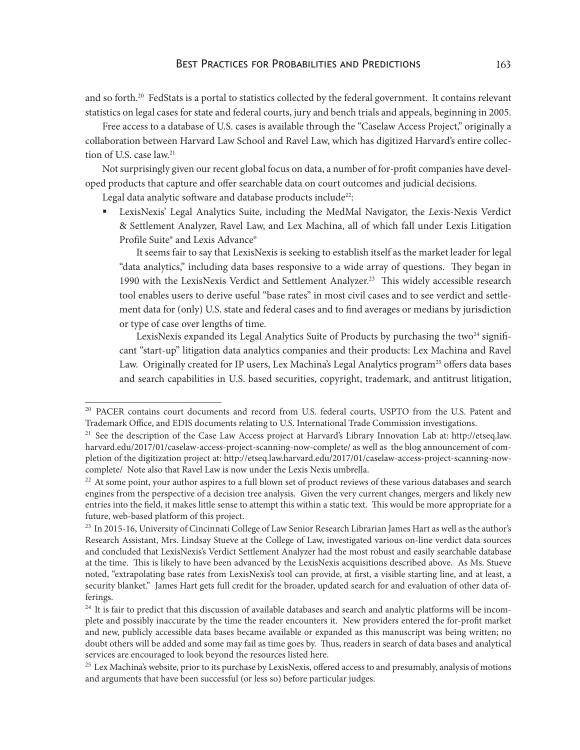and so forth.[20] FedStats is a portal to statistics collected by the federal government. It contains relevant statistics on legal cases for state and federal courts, jury and bench trials and appeals, beginning in 2005.

Free access to a database of U.S. cases is available through the "Caselaw Access Project," originally a collaboration between Harvard Law School and Ravel Law, which has digitized Harvard's entire collection of U.S. case law.[21]

Not surprisingly given our recent global focus on data, a number of for-profit companies have developed products that capture and offer searchable data on court outcomes and judicial decisions.

Legal data analytic software and database products include[22]:

- LexisNexis' Legal Analytics Suite, including the MedMal Navigator, the *L*exis-Nexis Verdict & Settlement Analyzer, Ravel Law, and Lex Machina, all of which fall under Lexis Litigation Profile Suite® and Lexis Advance®

  It seems fair to say that LexisNexis is seeking to establish itself as the market leader for legal "data analytics," including data bases responsive to a wide array of questions. They began in 1990 with the LexisNexis Verdict and Settlement Analyzer.[23] This widely accessible research tool enables users to derive useful "base rates" in most civil cases and to see verdict and settlement data for (only) U.S. state and federal cases and to find averages or medians by jurisdiction or type of case over lengths of time.

  LexisNexis expanded its Legal Analytics Suite of Products by purchasing the two[24] significant "start-up" litigation data analytics companies and their products: Lex Machina and Ravel Law. Originally created for IP users, Lex Machina's Legal Analytics program[25] offers data bases and search capabilities in U.S. based securities, copyright, trademark, and antitrust litigation,

---

[20] PACER contains court documents and record from U.S. federal courts, USPTO from the U.S. Patent and Trademark Office, and EDIS documents relating to U.S. International Trade Commission investigations.

[21] See the description of the Case Law Access project at Harvard's Library Innovation Lab at: http://etseq.law.harvard.edu/2017/01/caselaw-access-project-scanning-now-complete/ as well as the blog announcement of completion of the digitization project at: http://etseq.law.harvard.edu/2017/01/caselaw-access-project-scanning-now-complete/ Note also that Ravel Law is now under the Lexis Nexis umbrella.

[22] At some point, your author aspires to a full blown set of product reviews of these various databases and search engines from the perspective of a decision tree analysis. Given the very current changes, mergers and likely new entries into the field, it makes little sense to attempt this within a static text. This would be more appropriate for a future, web-based platform of this project.

[23] In 2015-16, University of Cincinnati College of Law Senior Research Librarian James Hart as well as the author's Research Assistant, Mrs. Lindsay Stueve at the College of Law, investigated various on-line verdict data sources and concluded that LexisNexis's Verdict Settlement Analyzer had the most robust and easily searchable database at the time. This is likely to have been advanced by the LexisNexis acquisitions described above. As Ms. Stueve noted, "extrapolating base rates from LexisNexis's tool can provide, at first, a visible starting line, and at least, a security blanket." James Hart gets full credit for the broader, updated search for and evaluation of other data offerings.

[24] It is fair to predict that this discussion of available databases and search and analytic platforms will be incomplete and possibly inaccurate by the time the reader encounters it. New providers entered the for-profit market and new, publicly accessible data bases became available or expanded as this manuscript was being written; no doubt others will be added and some may fail as time goes by. Thus, readers in search of data bases and analytical services are encouraged to look beyond the resources listed here.

[25] Lex Machina's website, prior to its purchase by LexisNexis, offered access to and presumably, analysis of motions and arguments that have been successful (or less so) before particular judges.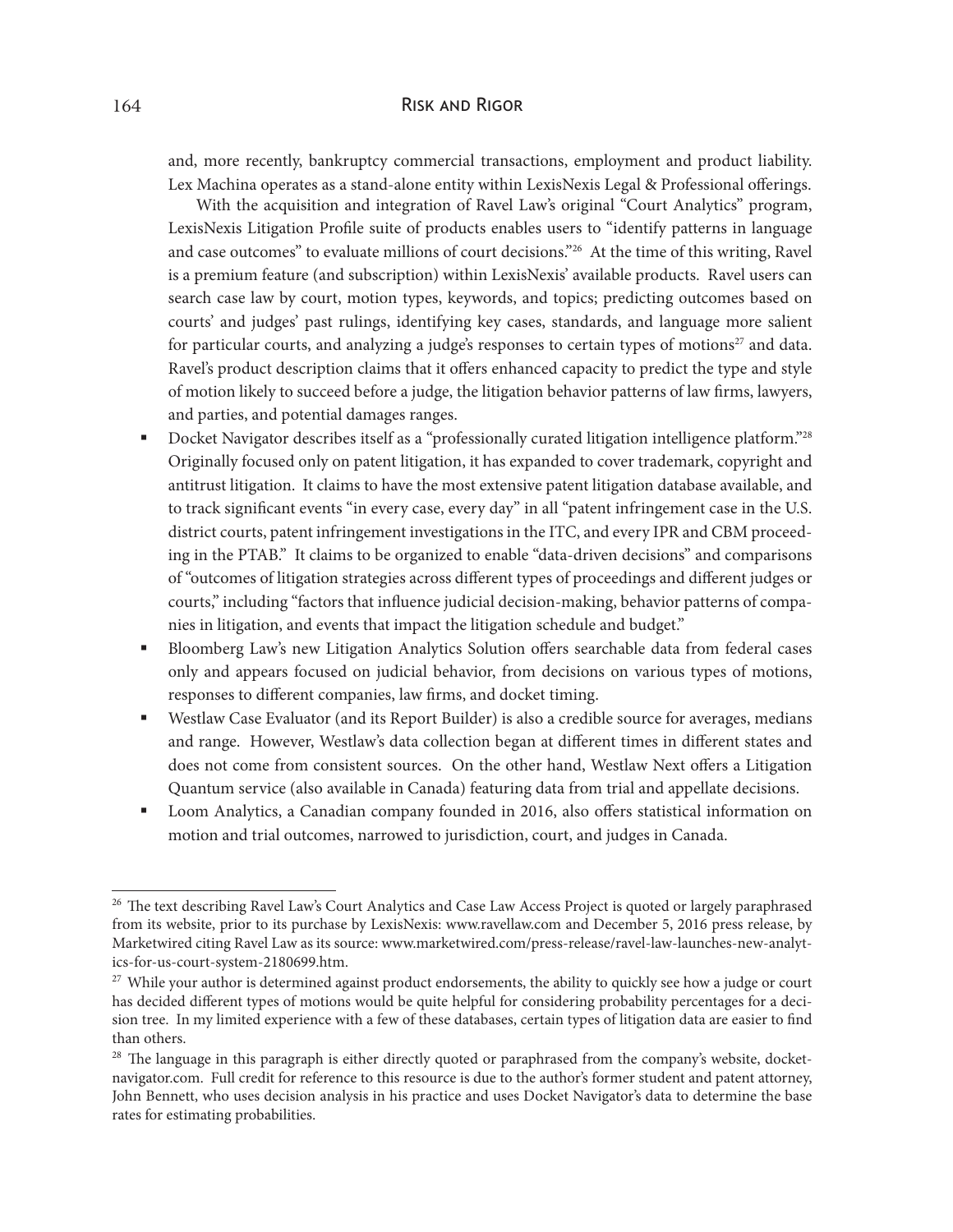and, more recently, bankruptcy commercial transactions, employment and product liability. Lex Machina operates as a stand-alone entity within LexisNexis Legal & Professional offerings.

With the acquisition and integration of Ravel Law's original "Court Analytics" program, LexisNexis Litigation Profile suite of products enables users to "identify patterns in language and case outcomes" to evaluate millions of court decisions."[26] At the time of this writing, Ravel is a premium feature (and subscription) within LexisNexis' available products. Ravel users can search case law by court, motion types, keywords, and topics; predicting outcomes based on courts' and judges' past rulings, identifying key cases, standards, and language more salient for particular courts, and analyzing a judge's responses to certain types of motions[27] and data. Ravel's product description claims that it offers enhanced capacity to predict the type and style of motion likely to succeed before a judge, the litigation behavior patterns of law firms, lawyers, and parties, and potential damages ranges.

- Docket Navigator describes itself as a "professionally curated litigation intelligence platform."[28] Originally focused only on patent litigation, it has expanded to cover trademark, copyright and antitrust litigation. It claims to have the most extensive patent litigation database available, and to track significant events "in every case, every day" in all "patent infringement case in the U.S. district courts, patent infringement investigations in the ITC, and every IPR and CBM proceeding in the PTAB." It claims to be organized to enable "data-driven decisions" and comparisons of "outcomes of litigation strategies across different types of proceedings and different judges or courts," including "factors that influence judicial decision-making, behavior patterns of companies in litigation, and events that impact the litigation schedule and budget."
- Bloomberg Law's new Litigation Analytics Solution offers searchable data from federal cases only and appears focused on judicial behavior, from decisions on various types of motions, responses to different companies, law firms, and docket timing.
- Westlaw Case Evaluator (and its Report Builder) is also a credible source for averages, medians and range. However, Westlaw's data collection began at different times in different states and does not come from consistent sources. On the other hand, Westlaw Next offers a Litigation Quantum service (also available in Canada) featuring data from trial and appellate decisions.
- Loom Analytics, a Canadian company founded in 2016, also offers statistical information on motion and trial outcomes, narrowed to jurisdiction, court, and judges in Canada.

---

[26] The text describing Ravel Law's Court Analytics and Case Law Access Project is quoted or largely paraphrased from its website, prior to its purchase by LexisNexis: www.ravellaw.com and December 5, 2016 press release, by Marketwired citing Ravel Law as its source: www.marketwired.com/press-release/ravel-law-launches-new-analytics-for-us-court-system-2180699.htm.

[27] While your author is determined against product endorsements, the ability to quickly see how a judge or court has decided different types of motions would be quite helpful for considering probability percentages for a decision tree. In my limited experience with a few of these databases, certain types of litigation data are easier to find than others.

[28] The language in this paragraph is either directly quoted or paraphrased from the company's website, docketnavigator.com. Full credit for reference to this resource is due to the author's former student and patent attorney, John Bennett, who uses decision analysis in his practice and uses Docket Navigator's data to determine the base rates for estimating probabilities.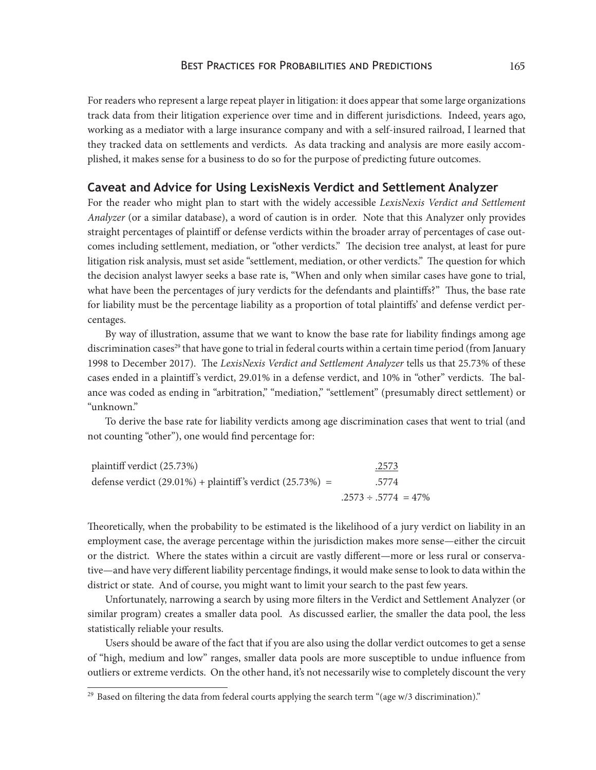For readers who represent a large repeat player in litigation: it does appear that some large organizations track data from their litigation experience over time and in different jurisdictions. Indeed, years ago, working as a mediator with a large insurance company and with a self-insured railroad, I learned that they tracked data on settlements and verdicts. As data tracking and analysis are more easily accomplished, it makes sense for a business to do so for the purpose of predicting future outcomes.

## Caveat and Advice for Using LexisNexis Verdict and Settlement Analyzer

For the reader who might plan to start with the widely accessible *LexisNexis Verdict and Settlement Analyzer* (or a similar database), a word of caution is in order. Note that this Analyzer only provides straight percentages of plaintiff or defense verdicts within the broader array of percentages of case outcomes including settlement, mediation, or "other verdicts." The decision tree analyst, at least for pure litigation risk analysis, must set aside "settlement, mediation, or other verdicts." The question for which the decision analyst lawyer seeks a base rate is, "When and only when similar cases have gone to trial, what have been the percentages of jury verdicts for the defendants and plaintiffs?" Thus, the base rate for liability must be the percentage liability as a proportion of total plaintiffs' and defense verdict percentages.

By way of illustration, assume that we want to know the base rate for liability findings among age discrimination cases[29] that have gone to trial in federal courts within a certain time period (from January 1998 to December 2017). The *LexisNexis Verdict and Settlement Analyzer* tells us that 25.73% of these cases ended in a plaintiff's verdict, 29.01% in a defense verdict, and 10% in "other" verdicts. The balance was coded as ending in "arbitration," "mediation," "settlement" (presumably direct settlement) or "unknown."

To derive the base rate for liability verdicts among age discrimination cases that went to trial (and not counting "other"), one would find percentage for:

| | |
|---|---|
| plaintiff verdict (25.73%) | .2573 |
| defense verdict (29.01%) + plaintiff's verdict (25.73%) = | .5774 |
| | .2573 ÷ .5774 = 47% |

Theoretically, when the probability to be estimated is the likelihood of a jury verdict on liability in an employment case, the average percentage within the jurisdiction makes more sense—either the circuit or the district. Where the states within a circuit are vastly different—more or less rural or conservative—and have very different liability percentage findings, it would make sense to look to data within the district or state. And of course, you might want to limit your search to the past few years.

Unfortunately, narrowing a search by using more filters in the Verdict and Settlement Analyzer (or similar program) creates a smaller data pool. As discussed earlier, the smaller the data pool, the less statistically reliable your results.

Users should be aware of the fact that if you are also using the dollar verdict outcomes to get a sense of "high, medium and low" ranges, smaller data pools are more susceptible to undue influence from outliers or extreme verdicts. On the other hand, it's not necessarily wise to completely discount the very

---

[29] Based on filtering the data from federal courts applying the search term "(age w/3 discrimination)."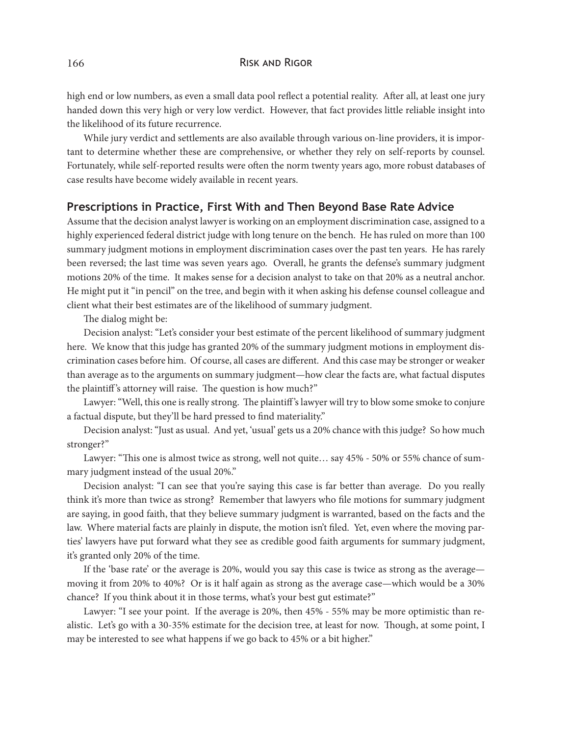high end or low numbers, as even a small data pool reflect a potential reality. After all, at least one jury handed down this very high or very low verdict. However, that fact provides little reliable insight into the likelihood of its future recurrence.

While jury verdict and settlements are also available through various on-line providers, it is important to determine whether these are comprehensive, or whether they rely on self-reports by counsel. Fortunately, while self-reported results were often the norm twenty years ago, more robust databases of case results have become widely available in recent years.

## Prescriptions in Practice, First With and Then Beyond Base Rate Advice

Assume that the decision analyst lawyer is working on an employment discrimination case, assigned to a highly experienced federal district judge with long tenure on the bench. He has ruled on more than 100 summary judgment motions in employment discrimination cases over the past ten years. He has rarely been reversed; the last time was seven years ago. Overall, he grants the defense's summary judgment motions 20% of the time. It makes sense for a decision analyst to take on that 20% as a neutral anchor. He might put it "in pencil" on the tree, and begin with it when asking his defense counsel colleague and client what their best estimates are of the likelihood of summary judgment.

The dialog might be:

Decision analyst: "Let's consider your best estimate of the percent likelihood of summary judgment here. We know that this judge has granted 20% of the summary judgment motions in employment discrimination cases before him. Of course, all cases are different. And this case may be stronger or weaker than average as to the arguments on summary judgment—how clear the facts are, what factual disputes the plaintiff's attorney will raise. The question is how much?"

Lawyer: "Well, this one is really strong. The plaintiff's lawyer will try to blow some smoke to conjure a factual dispute, but they'll be hard pressed to find materiality."

Decision analyst: "Just as usual. And yet, 'usual' gets us a 20% chance with this judge? So how much stronger?"

Lawyer: "This one is almost twice as strong, well not quite… say 45% - 50% or 55% chance of summary judgment instead of the usual 20%."

Decision analyst: "I can see that you're saying this case is far better than average. Do you really think it's more than twice as strong? Remember that lawyers who file motions for summary judgment are saying, in good faith, that they believe summary judgment is warranted, based on the facts and the law. Where material facts are plainly in dispute, the motion isn't filed. Yet, even where the moving parties' lawyers have put forward what they see as credible good faith arguments for summary judgment, it's granted only 20% of the time.

If the 'base rate' or the average is 20%, would you say this case is twice as strong as the average—moving it from 20% to 40%? Or is it half again as strong as the average case—which would be a 30% chance? If you think about it in those terms, what's your best gut estimate?"

Lawyer: "I see your point. If the average is 20%, then 45% - 55% may be more optimistic than realistic. Let's go with a 30-35% estimate for the decision tree, at least for now. Though, at some point, I may be interested to see what happens if we go back to 45% or a bit higher."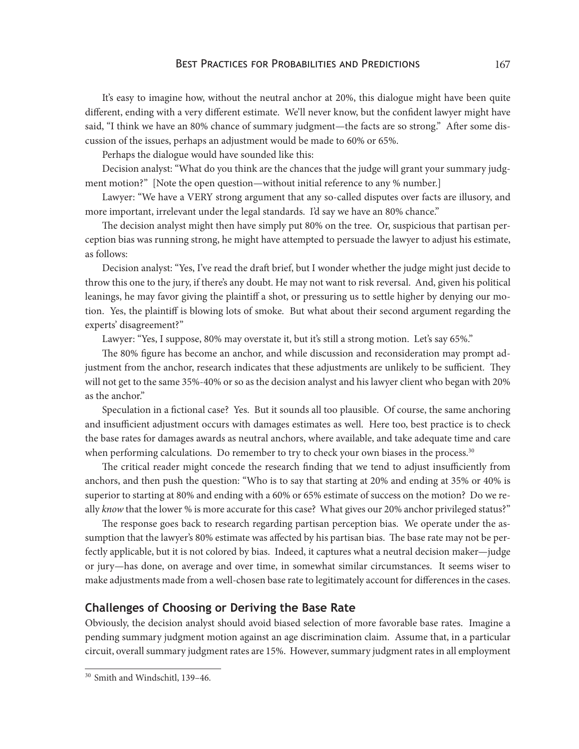It's easy to imagine how, without the neutral anchor at 20%, this dialogue might have been quite different, ending with a very different estimate. We'll never know, but the confident lawyer might have said, "I think we have an 80% chance of summary judgment—the facts are so strong." After some discussion of the issues, perhaps an adjustment would be made to 60% or 65%.

Perhaps the dialogue would have sounded like this:

Decision analyst: "What do you think are the chances that the judge will grant your summary judgment motion?" [Note the open question—without initial reference to any % number.]

Lawyer: "We have a VERY strong argument that any so-called disputes over facts are illusory, and more important, irrelevant under the legal standards. I'd say we have an 80% chance."

The decision analyst might then have simply put 80% on the tree. Or, suspicious that partisan perception bias was running strong, he might have attempted to persuade the lawyer to adjust his estimate, as follows:

Decision analyst: "Yes, I've read the draft brief, but I wonder whether the judge might just decide to throw this one to the jury, if there's any doubt. He may not want to risk reversal. And, given his political leanings, he may favor giving the plaintiff a shot, or pressuring us to settle higher by denying our motion. Yes, the plaintiff is blowing lots of smoke. But what about their second argument regarding the experts' disagreement?"

Lawyer: "Yes, I suppose, 80% may overstate it, but it's still a strong motion. Let's say 65%."

The 80% figure has become an anchor, and while discussion and reconsideration may prompt adjustment from the anchor, research indicates that these adjustments are unlikely to be sufficient. They will not get to the same 35%-40% or so as the decision analyst and his lawyer client who began with 20% as the anchor."

Speculation in a fictional case? Yes. But it sounds all too plausible. Of course, the same anchoring and insufficient adjustment occurs with damages estimates as well. Here too, best practice is to check the base rates for damages awards as neutral anchors, where available, and take adequate time and care when performing calculations. Do remember to try to check your own biases in the process.[30]

The critical reader might concede the research finding that we tend to adjust insufficiently from anchors, and then push the question: "Who is to say that starting at 20% and ending at 35% or 40% is superior to starting at 80% and ending with a 60% or 65% estimate of success on the motion? Do we really *know* that the lower % is more accurate for this case? What gives our 20% anchor privileged status?"

The response goes back to research regarding partisan perception bias. We operate under the assumption that the lawyer's 80% estimate was affected by his partisan bias. The base rate may not be perfectly applicable, but it is not colored by bias. Indeed, it captures what a neutral decision maker—judge or jury—has done, on average and over time, in somewhat similar circumstances. It seems wiser to make adjustments made from a well-chosen base rate to legitimately account for differences in the cases.

## Challenges of Choosing or Deriving the Base Rate

Obviously, the decision analyst should avoid biased selection of more favorable base rates. Imagine a pending summary judgment motion against an age discrimination claim. Assume that, in a particular circuit, overall summary judgment rates are 15%. However, summary judgment rates in all employment

---

[30] Smith and Windschitl, 139–46.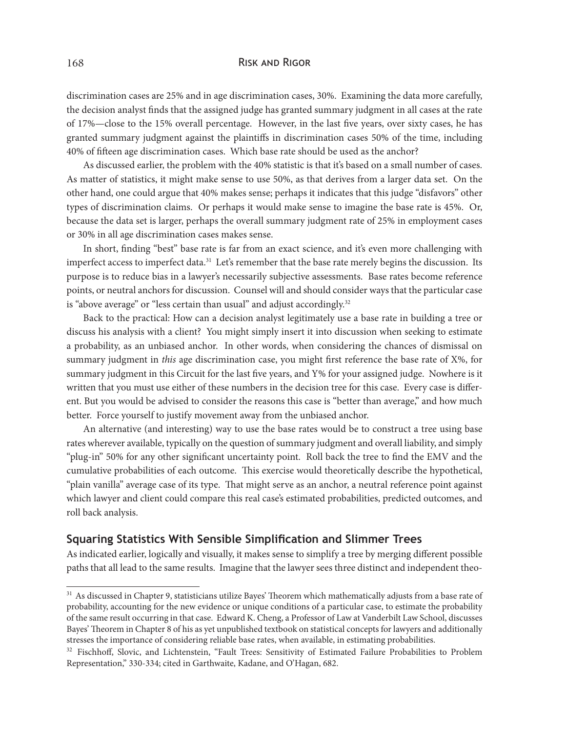discrimination cases are 25% and in age discrimination cases, 30%. Examining the data more carefully, the decision analyst finds that the assigned judge has granted summary judgment in all cases at the rate of 17%—close to the 15% overall percentage. However, in the last five years, over sixty cases, he has granted summary judgment against the plaintiffs in discrimination cases 50% of the time, including 40% of fifteen age discrimination cases. Which base rate should be used as the anchor?

As discussed earlier, the problem with the 40% statistic is that it's based on a small number of cases. As matter of statistics, it might make sense to use 50%, as that derives from a larger data set. On the other hand, one could argue that 40% makes sense; perhaps it indicates that this judge "disfavors" other types of discrimination claims. Or perhaps it would make sense to imagine the base rate is 45%. Or, because the data set is larger, perhaps the overall summary judgment rate of 25% in employment cases or 30% in all age discrimination cases makes sense.

In short, finding "best" base rate is far from an exact science, and it's even more challenging with imperfect access to imperfect data.[31] Let's remember that the base rate merely begins the discussion. Its purpose is to reduce bias in a lawyer's necessarily subjective assessments. Base rates become reference points, or neutral anchors for discussion. Counsel will and should consider ways that the particular case is "above average" or "less certain than usual" and adjust accordingly.[32]

Back to the practical: How can a decision analyst legitimately use a base rate in building a tree or discuss his analysis with a client? You might simply insert it into discussion when seeking to estimate a probability, as an unbiased anchor. In other words, when considering the chances of dismissal on summary judgment in *this* age discrimination case, you might first reference the base rate of X%, for summary judgment in this Circuit for the last five years, and Y% for your assigned judge. Nowhere is it written that you must use either of these numbers in the decision tree for this case. Every case is different. But you would be advised to consider the reasons this case is "better than average," and how much better. Force yourself to justify movement away from the unbiased anchor.

An alternative (and interesting) way to use the base rates would be to construct a tree using base rates wherever available, typically on the question of summary judgment and overall liability, and simply "plug-in" 50% for any other significant uncertainty point. Roll back the tree to find the EMV and the cumulative probabilities of each outcome. This exercise would theoretically describe the hypothetical, "plain vanilla" average case of its type. That might serve as an anchor, a neutral reference point against which lawyer and client could compare this real case's estimated probabilities, predicted outcomes, and roll back analysis.

## Squaring Statistics With Sensible Simplification and Slimmer Trees

As indicated earlier, logically and visually, it makes sense to simplify a tree by merging different possible paths that all lead to the same results. Imagine that the lawyer sees three distinct and independent theo-

---

[31] As discussed in Chapter 9, statisticians utilize Bayes' Theorem which mathematically adjusts from a base rate of probability, accounting for the new evidence or unique conditions of a particular case, to estimate the probability of the same result occurring in that case. Edward K. Cheng, a Professor of Law at Vanderbilt Law School, discusses Bayes' Theorem in Chapter 8 of his as yet unpublished textbook on statistical concepts for lawyers and additionally stresses the importance of considering reliable base rates, when available, in estimating probabilities.

[32] Fischhoff, Slovic, and Lichtenstein, "Fault Trees: Sensitivity of Estimated Failure Probabilities to Problem Representation," 330-334; cited in Garthwaite, Kadane, and O'Hagan, 682.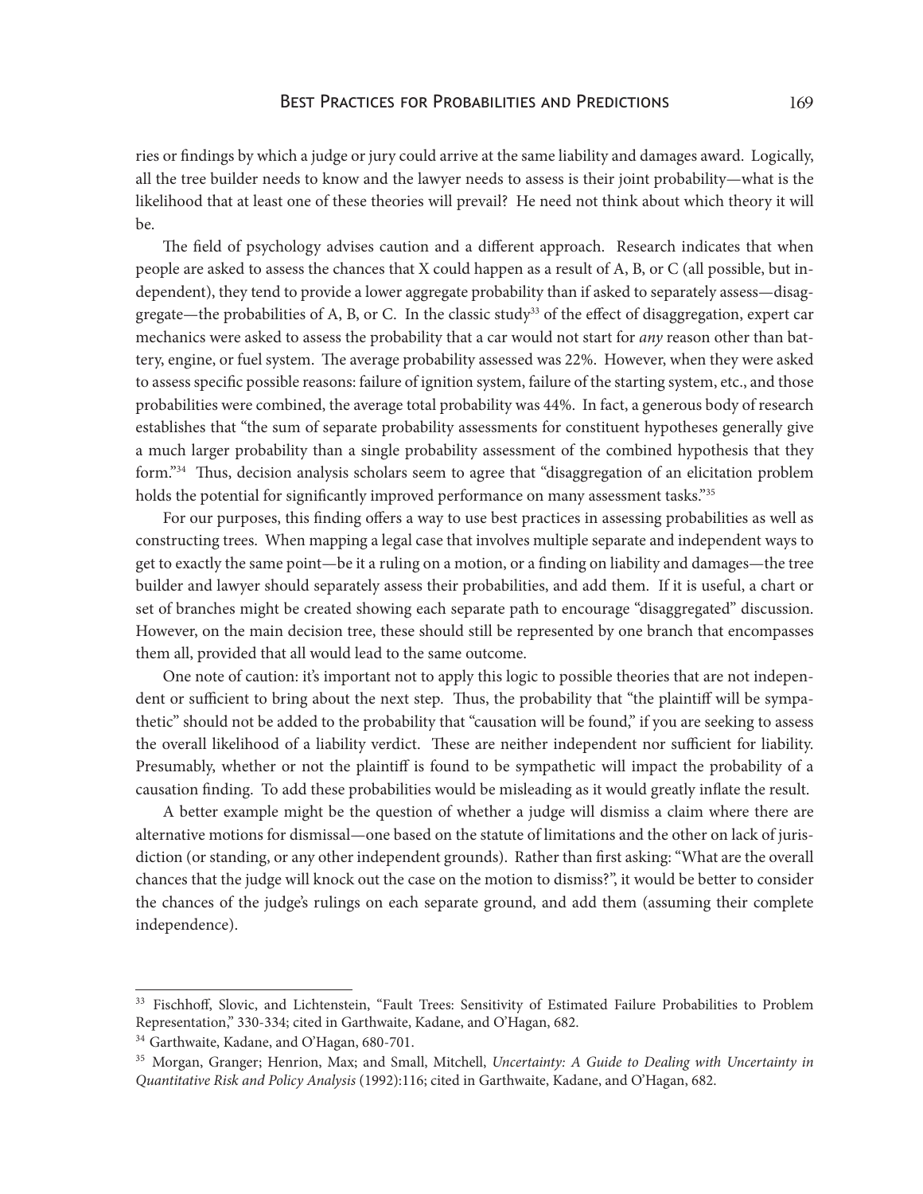ries or findings by which a judge or jury could arrive at the same liability and damages award. Logically, all the tree builder needs to know and the lawyer needs to assess is their joint probability—what is the likelihood that at least one of these theories will prevail? He need not think about which theory it will be.

The field of psychology advises caution and a different approach. Research indicates that when people are asked to assess the chances that X could happen as a result of A, B, or C (all possible, but independent), they tend to provide a lower aggregate probability than if asked to separately assess—disaggregate—the probabilities of A, B, or C. In the classic study[33] of the effect of disaggregation, expert car mechanics were asked to assess the probability that a car would not start for *any* reason other than battery, engine, or fuel system. The average probability assessed was 22%. However, when they were asked to assess specific possible reasons: failure of ignition system, failure of the starting system, etc., and those probabilities were combined, the average total probability was 44%. In fact, a generous body of research establishes that "the sum of separate probability assessments for constituent hypotheses generally give a much larger probability than a single probability assessment of the combined hypothesis that they form."[34] Thus, decision analysis scholars seem to agree that "disaggregation of an elicitation problem holds the potential for significantly improved performance on many assessment tasks."[35]

For our purposes, this finding offers a way to use best practices in assessing probabilities as well as constructing trees. When mapping a legal case that involves multiple separate and independent ways to get to exactly the same point—be it a ruling on a motion, or a finding on liability and damages—the tree builder and lawyer should separately assess their probabilities, and add them. If it is useful, a chart or set of branches might be created showing each separate path to encourage "disaggregated" discussion. However, on the main decision tree, these should still be represented by one branch that encompasses them all, provided that all would lead to the same outcome.

One note of caution: it's important not to apply this logic to possible theories that are not independent or sufficient to bring about the next step. Thus, the probability that "the plaintiff will be sympathetic" should not be added to the probability that "causation will be found," if you are seeking to assess the overall likelihood of a liability verdict. These are neither independent nor sufficient for liability. Presumably, whether or not the plaintiff is found to be sympathetic will impact the probability of a causation finding. To add these probabilities would be misleading as it would greatly inflate the result.

A better example might be the question of whether a judge will dismiss a claim where there are alternative motions for dismissal—one based on the statute of limitations and the other on lack of jurisdiction (or standing, or any other independent grounds). Rather than first asking: "What are the overall chances that the judge will knock out the case on the motion to dismiss?", it would be better to consider the chances of the judge's rulings on each separate ground, and add them (assuming their complete independence).

---

[33] Fischhoff, Slovic, and Lichtenstein, "Fault Trees: Sensitivity of Estimated Failure Probabilities to Problem Representation," 330-334; cited in Garthwaite, Kadane, and O'Hagan, 682.

[34] Garthwaite, Kadane, and O'Hagan, 680-701.

[35] Morgan, Granger; Henrion, Max; and Small, Mitchell, *Uncertainty: A Guide to Dealing with Uncertainty in Quantitative Risk and Policy Analysis* (1992):116; cited in Garthwaite, Kadane, and O'Hagan, 682.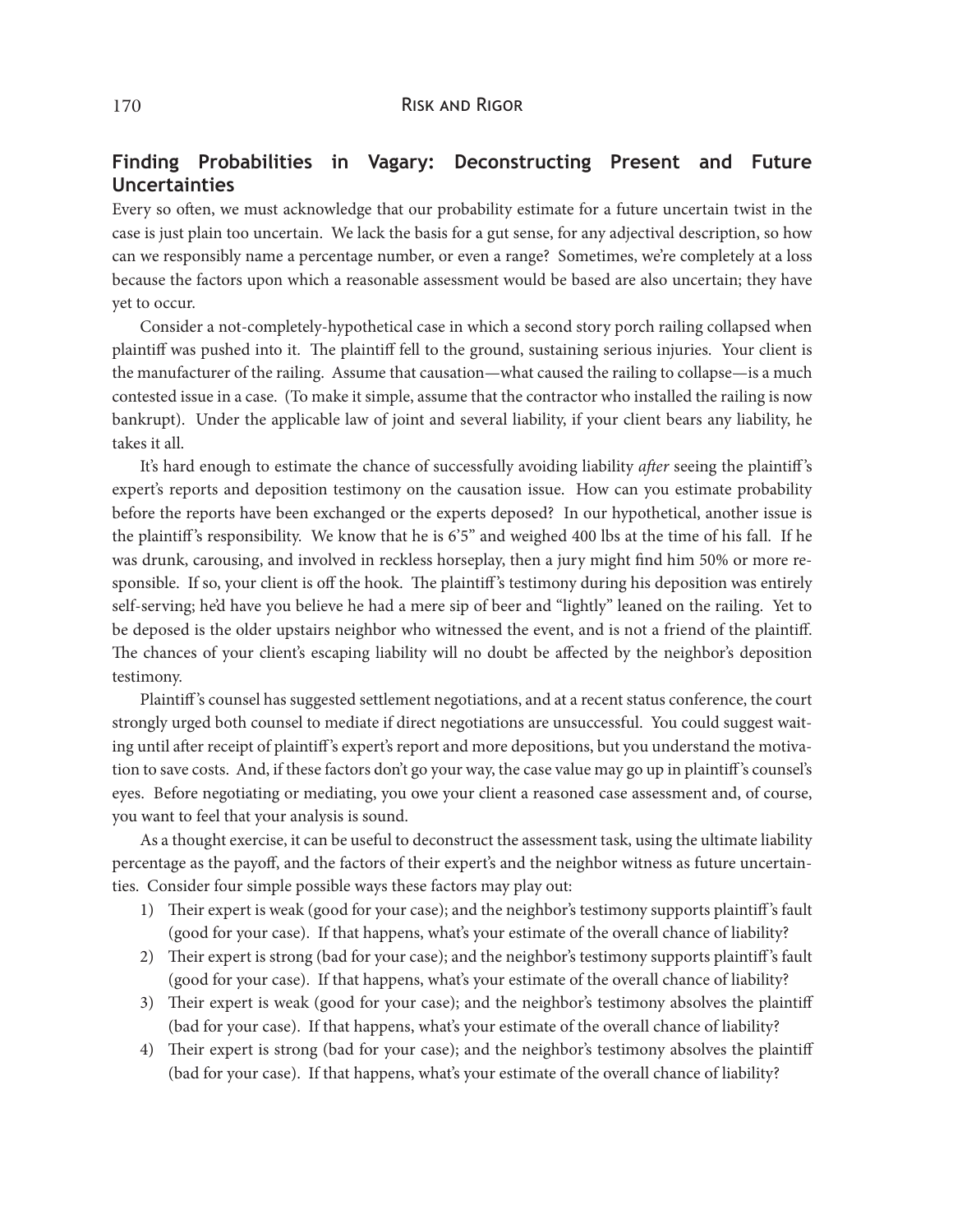## Finding Probabilities in Vagary: Deconstructing Present and Future Uncertainties

Every so often, we must acknowledge that our probability estimate for a future uncertain twist in the case is just plain too uncertain. We lack the basis for a gut sense, for any adjectival description, so how can we responsibly name a percentage number, or even a range? Sometimes, we're completely at a loss because the factors upon which a reasonable assessment would be based are also uncertain; they have yet to occur.

Consider a not-completely-hypothetical case in which a second story porch railing collapsed when plaintiff was pushed into it. The plaintiff fell to the ground, sustaining serious injuries. Your client is the manufacturer of the railing. Assume that causation—what caused the railing to collapse—is a much contested issue in a case. (To make it simple, assume that the contractor who installed the railing is now bankrupt). Under the applicable law of joint and several liability, if your client bears any liability, he takes it all.

It's hard enough to estimate the chance of successfully avoiding liability *after* seeing the plaintiff's expert's reports and deposition testimony on the causation issue. How can you estimate probability before the reports have been exchanged or the experts deposed? In our hypothetical, another issue is the plaintiff's responsibility. We know that he is 6'5" and weighed 400 lbs at the time of his fall. If he was drunk, carousing, and involved in reckless horseplay, then a jury might find him 50% or more responsible. If so, your client is off the hook. The plaintiff's testimony during his deposition was entirely self-serving; he'd have you believe he had a mere sip of beer and "lightly" leaned on the railing. Yet to be deposed is the older upstairs neighbor who witnessed the event, and is not a friend of the plaintiff. The chances of your client's escaping liability will no doubt be affected by the neighbor's deposition testimony.

Plaintiff's counsel has suggested settlement negotiations, and at a recent status conference, the court strongly urged both counsel to mediate if direct negotiations are unsuccessful. You could suggest waiting until after receipt of plaintiff's expert's report and more depositions, but you understand the motivation to save costs. And, if these factors don't go your way, the case value may go up in plaintiff's counsel's eyes. Before negotiating or mediating, you owe your client a reasoned case assessment and, of course, you want to feel that your analysis is sound.

As a thought exercise, it can be useful to deconstruct the assessment task, using the ultimate liability percentage as the payoff, and the factors of their expert's and the neighbor witness as future uncertainties. Consider four simple possible ways these factors may play out:

1) Their expert is weak (good for your case); and the neighbor's testimony supports plaintiff's fault (good for your case). If that happens, what's your estimate of the overall chance of liability?
2) Their expert is strong (bad for your case); and the neighbor's testimony supports plaintiff's fault (good for your case). If that happens, what's your estimate of the overall chance of liability?
3) Their expert is weak (good for your case); and the neighbor's testimony absolves the plaintiff (bad for your case). If that happens, what's your estimate of the overall chance of liability?
4) Their expert is strong (bad for your case); and the neighbor's testimony absolves the plaintiff (bad for your case). If that happens, what's your estimate of the overall chance of liability?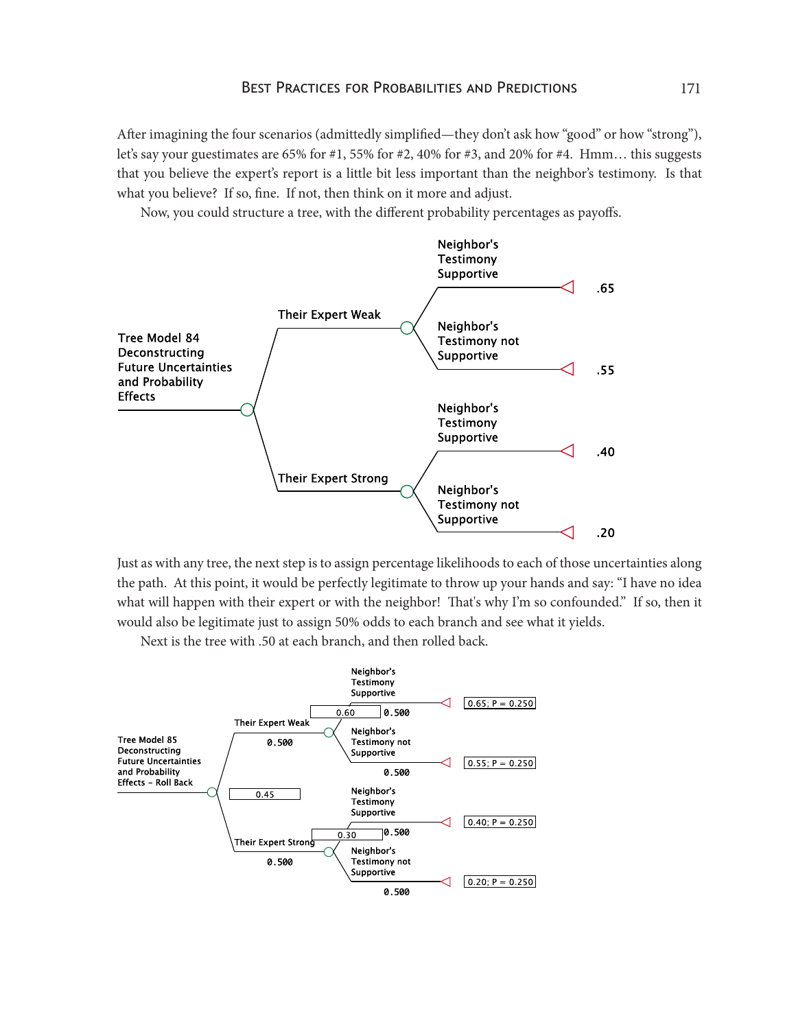After imagining the four scenarios (admittedly simplified—they don't ask how "good" or how "strong"), let's say your guestimates are 65% for #1, 55% for #2, 40% for #3, and 20% for #4. Hmm… this suggests that you believe the expert's report is a little bit less important than the neighbor's testimony. Is that what you believe? If so, fine. If not, then think on it more and adjust.

Now, you could structure a tree, with the different probability percentages as payoffs.

Tree Model 84 Deconstructing Future Uncertainties and Probability Effects

- Their Expert Weak
  - Neighbor's Testimony Supportive — .65
  - Neighbor's Testimony not Supportive — .55
- Their Expert Strong
  - Neighbor's Testimony Supportive — .40
  - Neighbor's Testimony not Supportive — .20

Just as with any tree, the next step is to assign percentage likelihoods to each of those uncertainties along the path. At this point, it would be perfectly legitimate to throw up your hands and say: "I have no idea what will happen with their expert or with the neighbor! That's why I'm so confounded." If so, then it would also be legitimate just to assign 50% odds to each branch and see what it yields.

Next is the tree with .50 at each branch, and then rolled back.

Tree Model 85 Deconstructing Future Uncertainties and Probability Effects - Roll Back [0.45]

- Their Expert Weak 0.500 [0.60]
  - Neighbor's Testimony Supportive 0.500 — 0.65; P = 0.250
  - Neighbor's Testimony not Supportive 0.500 — 0.55; P = 0.250
- Their Expert Strong 0.500 [0.30]
  - Neighbor's Testimony Supportive 0.500 — 0.40; P = 0.250
  - Neighbor's Testimony not Supportive 0.500 — 0.20; P = 0.250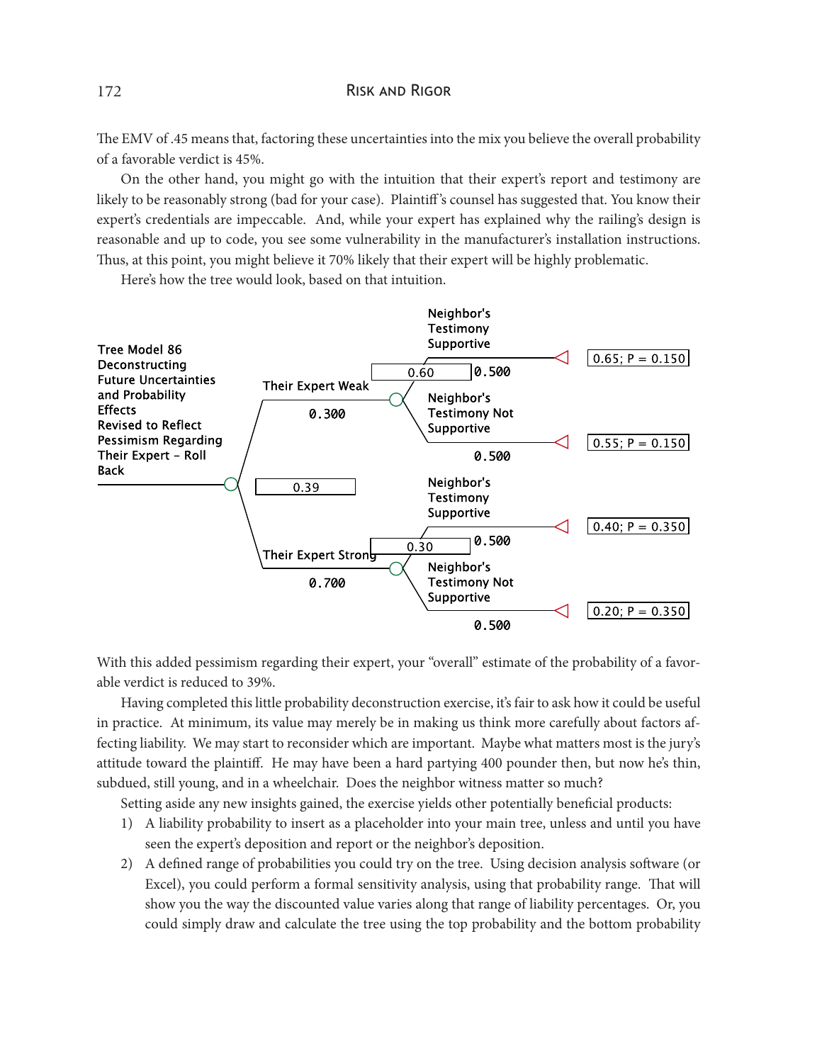The EMV of .45 means that, factoring these uncertainties into the mix you believe the overall probability of a favorable verdict is 45%.

On the other hand, you might go with the intuition that their expert's report and testimony are likely to be reasonably strong (bad for your case). Plaintiff's counsel has suggested that. You know their expert's credentials are impeccable. And, while your expert has explained why the railing's design is reasonable and up to code, you see some vulnerability in the manufacturer's installation instructions. Thus, at this point, you might believe it 70% likely that their expert will be highly problematic.

Here's how the tree would look, based on that intuition.

Tree Model 86 Deconstructing Future Uncertainties and Probability Effects Revised to Reflect Pessimism Regarding Their Expert – Roll Back

- Root chance node: 0.39
  - Their Expert Weak — 0.300 — chance node: 0.60
    - Neighbor's Testimony Supportive — 0.500 → 0.65; P = 0.150
    - Neighbor's Testimony Not Supportive — 0.500 → 0.55; P = 0.150
  - Their Expert Strong — 0.700 — chance node: 0.30
    - Neighbor's Testimony Supportive — 0.500 → 0.40; P = 0.350
    - Neighbor's Testimony Not Supportive — 0.500 → 0.20; P = 0.350

With this added pessimism regarding their expert, your "overall" estimate of the probability of a favorable verdict is reduced to 39%.

Having completed this little probability deconstruction exercise, it's fair to ask how it could be useful in practice. At minimum, its value may merely be in making us think more carefully about factors affecting liability. We may start to reconsider which are important. Maybe what matters most is the jury's attitude toward the plaintiff. He may have been a hard partying 400 pounder then, but now he's thin, subdued, still young, and in a wheelchair. Does the neighbor witness matter so much?

Setting aside any new insights gained, the exercise yields other potentially beneficial products:

1) A liability probability to insert as a placeholder into your main tree, unless and until you have seen the expert's deposition and report or the neighbor's deposition.
2) A defined range of probabilities you could try on the tree. Using decision analysis software (or Excel), you could perform a formal sensitivity analysis, using that probability range. That will show you the way the discounted value varies along that range of liability percentages. Or, you could simply draw and calculate the tree using the top probability and the bottom probability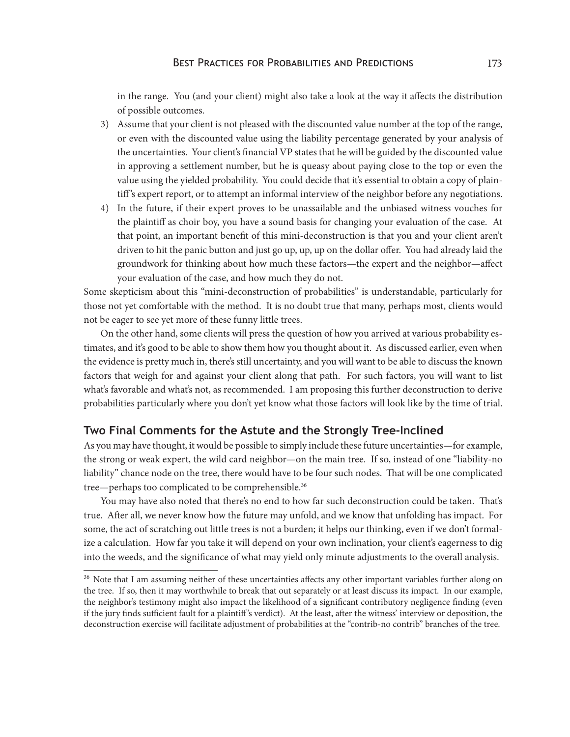in the range. You (and your client) might also take a look at the way it affects the distribution of possible outcomes.

3) Assume that your client is not pleased with the discounted value number at the top of the range, or even with the discounted value using the liability percentage generated by your analysis of the uncertainties. Your client's financial VP states that he will be guided by the discounted value in approving a settlement number, but he is queasy about paying close to the top or even the value using the yielded probability. You could decide that it's essential to obtain a copy of plaintiff's expert report, or to attempt an informal interview of the neighbor before any negotiations.
4) In the future, if their expert proves to be unassailable and the unbiased witness vouches for the plaintiff as choir boy, you have a sound basis for changing your evaluation of the case. At that point, an important benefit of this mini-deconstruction is that you and your client aren't driven to hit the panic button and just go up, up, up on the dollar offer. You had already laid the groundwork for thinking about how much these factors—the expert and the neighbor—affect your evaluation of the case, and how much they do not.

Some skepticism about this "mini-deconstruction of probabilities" is understandable, particularly for those not yet comfortable with the method. It is no doubt true that many, perhaps most, clients would not be eager to see yet more of these funny little trees.

On the other hand, some clients will press the question of how you arrived at various probability estimates, and it's good to be able to show them how you thought about it. As discussed earlier, even when the evidence is pretty much in, there's still uncertainty, and you will want to be able to discuss the known factors that weigh for and against your client along that path. For such factors, you will want to list what's favorable and what's not, as recommended. I am proposing this further deconstruction to derive probabilities particularly where you don't yet know what those factors will look like by the time of trial.

## Two Final Comments for the Astute and the Strongly Tree-Inclined

As you may have thought, it would be possible to simply include these future uncertainties—for example, the strong or weak expert, the wild card neighbor—on the main tree. If so, instead of one "liability-no liability" chance node on the tree, there would have to be four such nodes. That will be one complicated tree—perhaps too complicated to be comprehensible.[36]

You may have also noted that there's no end to how far such deconstruction could be taken. That's true. After all, we never know how the future may unfold, and we know that unfolding has impact. For some, the act of scratching out little trees is not a burden; it helps our thinking, even if we don't formalize a calculation. How far you take it will depend on your own inclination, your client's eagerness to dig into the weeds, and the significance of what may yield only minute adjustments to the overall analysis.

---

[36] Note that I am assuming neither of these uncertainties affects any other important variables further along on the tree. If so, then it may worthwhile to break that out separately or at least discuss its impact. In our example, the neighbor's testimony might also impact the likelihood of a significant contributory negligence finding (even if the jury finds sufficient fault for a plaintiff's verdict). At the least, after the witness' interview or deposition, the deconstruction exercise will facilitate adjustment of probabilities at the "contrib-no contrib" branches of the tree.